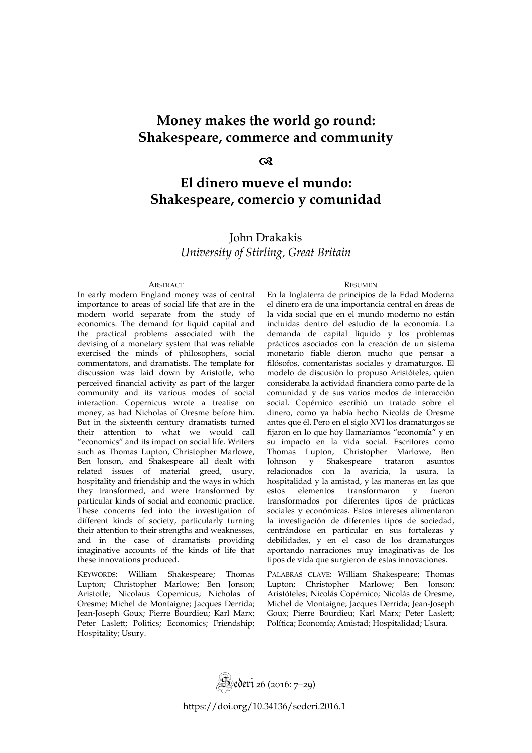# Money makes the world go round: Shakespeare, commerce and community

# El dinero mueve el mundo: Shakespeare, comercio y comunidad

John Drakakis
*University of Stirling, Great Britain*

## Abstract

In early modern England money was of central importance to areas of social life that are in the modern world separate from the study of economics. The demand for liquid capital and the practical problems associated with the devising of a monetary system that was reliable exercised the minds of philosophers, social commentators, and dramatists. The template for discussion was laid down by Aristotle, who perceived financial activity as part of the larger community and its various modes of social interaction. Copernicus wrote a treatise on money, as had Nicholas of Oresme before him. But in the sixteenth century dramatists turned their attention to what we would call "economics" and its impact on social life. Writers such as Thomas Lupton, Christopher Marlowe, Ben Jonson, and Shakespeare all dealt with related issues of material greed, usury, hospitality and friendship and the ways in which they transformed, and were transformed by particular kinds of social and economic practice. These concerns fed into the investigation of different kinds of society, particularly turning their attention to their strengths and weaknesses, and in the case of dramatists providing imaginative accounts of the kinds of life that these innovations produced.

KEYWORDS: William Shakespeare; Thomas Lupton; Christopher Marlowe; Ben Jonson; Aristotle; Nicolaus Copernicus; Nicholas of Oresme; Michel de Montaigne; Jacques Derrida; Jean-Joseph Goux; Pierre Bourdieu; Karl Marx; Peter Laslett; Politics; Economics; Friendship; Hospitality; Usury.

## Resumen

En la Inglaterra de principios de la Edad Moderna el dinero era de una importancia central en áreas de la vida social que en el mundo moderno no están incluidas dentro del estudio de la economía. La demanda de capital líquido y los problemas prácticos asociados con la creación de un sistema monetario fiable dieron mucho que pensar a filósofos, comentaristas sociales y dramaturgos. El modelo de discusión lo propuso Aristóteles, quien consideraba la actividad financiera como parte de la comunidad y de sus varios modos de interacción social. Copérnico escribió un tratado sobre el dinero, como ya había hecho Nicolás de Oresme antes que él. Pero en el siglo XVI los dramaturgos se fijaron en lo que hoy llamaríamos "economía" y en su impacto en la vida social. Escritores como Thomas Lupton, Christopher Marlowe, Ben Johnson y Shakespeare trataron asuntos relacionados con la avaricia, la usura, la hospitalidad y la amistad, y las maneras en las que estos elementos transformaron y fueron transformados por diferentes tipos de prácticas sociales y económicas. Estos intereses alimentaron la investigación de diferentes tipos de sociedad, centrándose en particular en sus fortalezas y debilidades, y en el caso de los dramaturgos aportando narraciones muy imaginativas de los tipos de vida que surgieron de estas innovaciones.

PALABRAS CLAVE: William Shakespeare; Thomas Lupton; Christopher Marlowe; Ben Jonson; Aristóteles; Nicolás Copérnico; Nicolás de Oresme, Michel de Montaigne; Jacques Derrida; Jean-Joseph Goux; Pierre Bourdieu; Karl Marx; Peter Laslett; Política; Economía; Amistad; Hospitalidad; Usura.

https://doi.org/10.34136/sederi.2016.1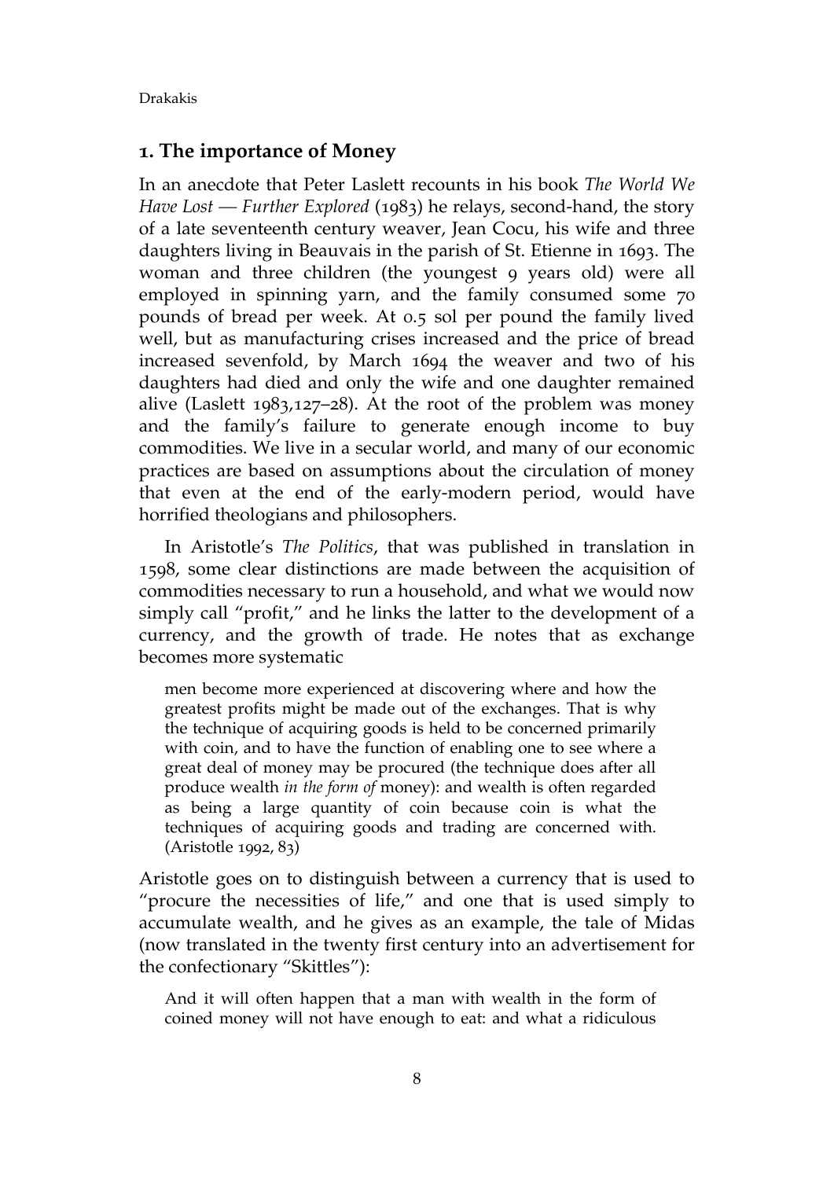## 1. The importance of Money

In an anecdote that Peter Laslett recounts in his book *The World We Have Lost — Further Explored* (1983) he relays, second-hand, the story of a late seventeenth century weaver, Jean Cocu, his wife and three daughters living in Beauvais in the parish of St. Etienne in 1693. The woman and three children (the youngest 9 years old) were all employed in spinning yarn, and the family consumed some 70 pounds of bread per week. At 0.5 sol per pound the family lived well, but as manufacturing crises increased and the price of bread increased sevenfold, by March 1694 the weaver and two of his daughters had died and only the wife and one daughter remained alive (Laslett 1983,127–28). At the root of the problem was money and the family's failure to generate enough income to buy commodities. We live in a secular world, and many of our economic practices are based on assumptions about the circulation of money that even at the end of the early-modern period, would have horrified theologians and philosophers.

In Aristotle's *The Politics*, that was published in translation in 1598, some clear distinctions are made between the acquisition of commodities necessary to run a household, and what we would now simply call "profit," and he links the latter to the development of a currency, and the growth of trade. He notes that as exchange becomes more systematic

> men become more experienced at discovering where and how the greatest profits might be made out of the exchanges. That is why the technique of acquiring goods is held to be concerned primarily with coin, and to have the function of enabling one to see where a great deal of money may be procured (the technique does after all produce wealth *in the form of* money): and wealth is often regarded as being a large quantity of coin because coin is what the techniques of acquiring goods and trading are concerned with. (Aristotle 1992, 83)

Aristotle goes on to distinguish between a currency that is used to "procure the necessities of life," and one that is used simply to accumulate wealth, and he gives as an example, the tale of Midas (now translated in the twenty first century into an advertisement for the confectionary "Skittles"):

> And it will often happen that a man with wealth in the form of coined money will not have enough to eat: and what a ridiculous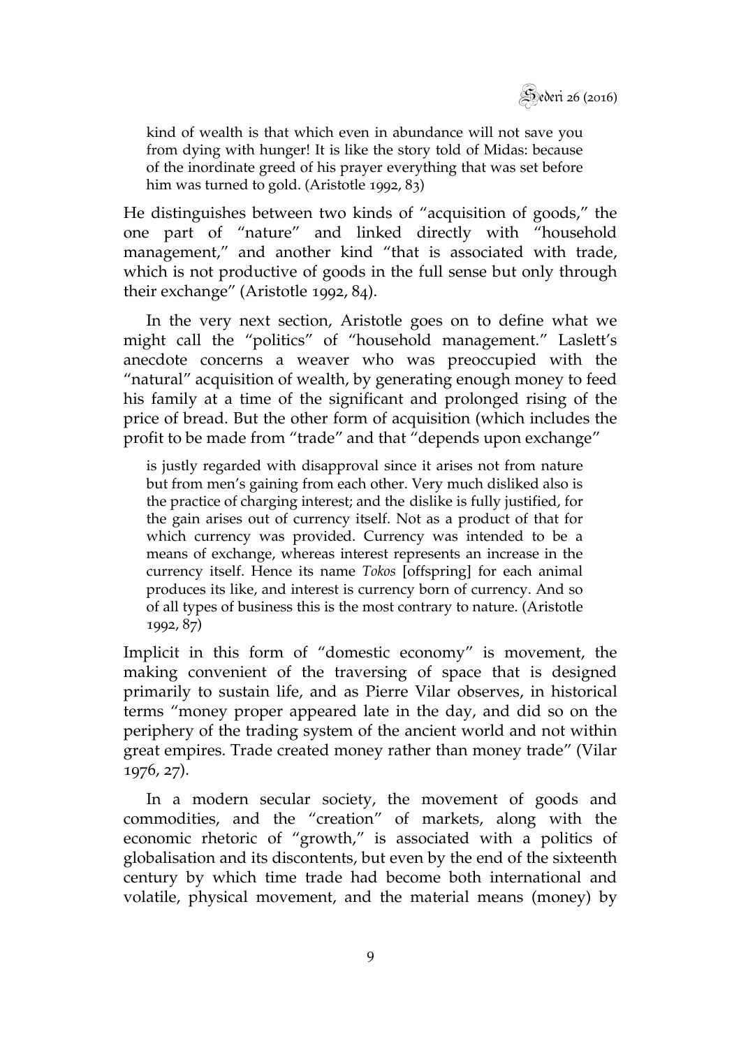> kind of wealth is that which even in abundance will not save you from dying with hunger! It is like the story told of Midas: because of the inordinate greed of his prayer everything that was set before him was turned to gold. (Aristotle 1992, 83)

He distinguishes between two kinds of "acquisition of goods," the one part of "nature" and linked directly with "household management," and another kind "that is associated with trade, which is not productive of goods in the full sense but only through their exchange" (Aristotle 1992, 84).

In the very next section, Aristotle goes on to define what we might call the "politics" of "household management." Laslett's anecdote concerns a weaver who was preoccupied with the "natural" acquisition of wealth, by generating enough money to feed his family at a time of the significant and prolonged rising of the price of bread. But the other form of acquisition (which includes the profit to be made from "trade" and that "depends upon exchange"

> is justly regarded with disapproval since it arises not from nature but from men's gaining from each other. Very much disliked also is the practice of charging interest; and the dislike is fully justified, for the gain arises out of currency itself. Not as a product of that for which currency was provided. Currency was intended to be a means of exchange, whereas interest represents an increase in the currency itself. Hence its name *Tokos* [offspring] for each animal produces its like, and interest is currency born of currency. And so of all types of business this is the most contrary to nature. (Aristotle 1992, 87)

Implicit in this form of "domestic economy" is movement, the making convenient of the traversing of space that is designed primarily to sustain life, and as Pierre Vilar observes, in historical terms "money proper appeared late in the day, and did so on the periphery of the trading system of the ancient world and not within great empires. Trade created money rather than money trade" (Vilar 1976, 27).

In a modern secular society, the movement of goods and commodities, and the "creation" of markets, along with the economic rhetoric of "growth," is associated with a politics of globalisation and its discontents, but even by the end of the sixteenth century by which time trade had become both international and volatile, physical movement, and the material means (money) by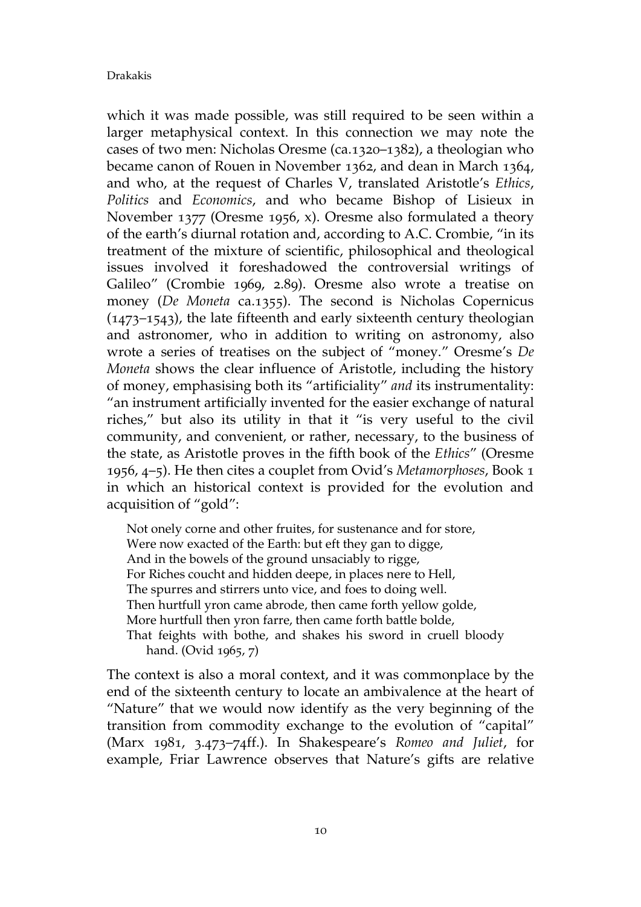which it was made possible, was still required to be seen within a larger metaphysical context. In this connection we may note the cases of two men: Nicholas Oresme (ca.1320–1382), a theologian who became canon of Rouen in November 1362, and dean in March 1364, and who, at the request of Charles V, translated Aristotle's *Ethics*, *Politics* and *Economics*, and who became Bishop of Lisieux in November 1377 (Oresme 1956, x). Oresme also formulated a theory of the earth's diurnal rotation and, according to A.C. Crombie, "in its treatment of the mixture of scientific, philosophical and theological issues involved it foreshadowed the controversial writings of Galileo" (Crombie 1969, 2.89). Oresme also wrote a treatise on money (*De Moneta* ca.1355). The second is Nicholas Copernicus (1473–1543), the late fifteenth and early sixteenth century theologian and astronomer, who in addition to writing on astronomy, also wrote a series of treatises on the subject of "money." Oresme's *De Moneta* shows the clear influence of Aristotle, including the history of money, emphasising both its "artificiality" *and* its instrumentality: "an instrument artificially invented for the easier exchange of natural riches," but also its utility in that it "is very useful to the civil community, and convenient, or rather, necessary, to the business of the state, as Aristotle proves in the fifth book of the *Ethics*" (Oresme 1956, 4–5). He then cites a couplet from Ovid's *Metamorphoses*, Book 1 in which an historical context is provided for the evolution and acquisition of "gold":

> Not onely corne and other fruites, for sustenance and for store,
> Were now exacted of the Earth: but eft they gan to digge,
> And in the bowels of the ground unsaciably to rigge,
> For Riches coucht and hidden deepe, in places nere to Hell,
> The spurres and stirrers unto vice, and foes to doing well.
> Then hurtfull yron came abrode, then came forth yellow golde,
> More hurtfull then yron farre, then came forth battle bolde,
> That feights with bothe, and shakes his sword in cruell bloody hand. (Ovid 1965, 7)

The context is also a moral context, and it was commonplace by the end of the sixteenth century to locate an ambivalence at the heart of "Nature" that we would now identify as the very beginning of the transition from commodity exchange to the evolution of "capital" (Marx 1981, 3.473–74ff.). In Shakespeare's *Romeo and Juliet*, for example, Friar Lawrence observes that Nature's gifts are relative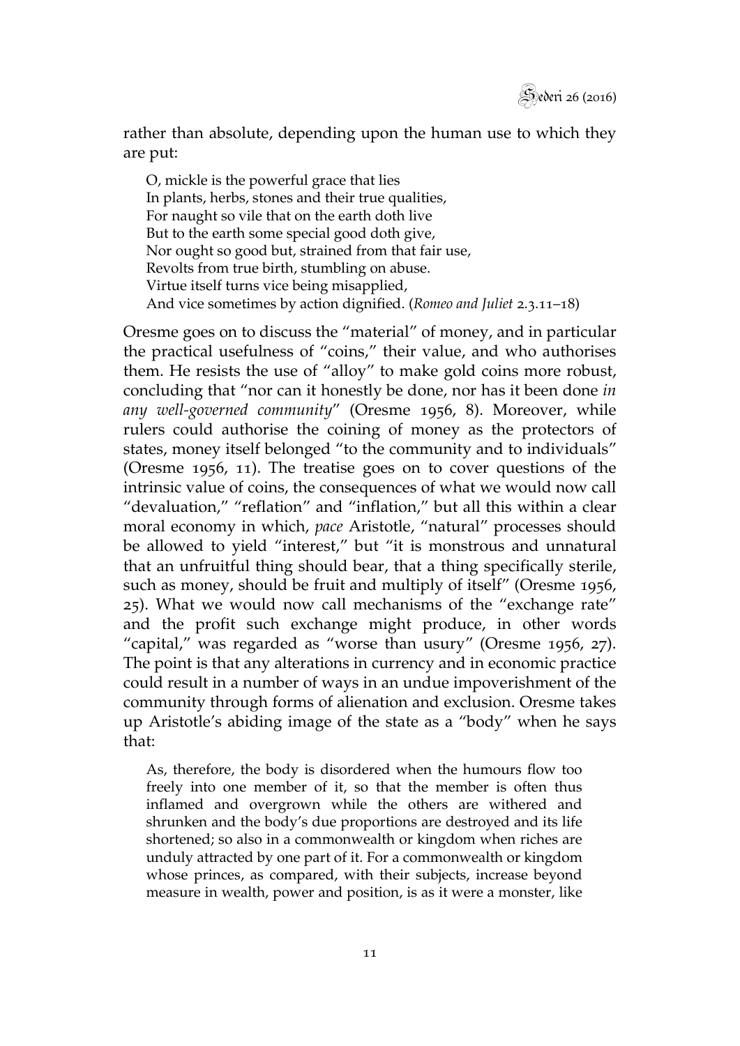rather than absolute, depending upon the human use to which they are put:

> O, mickle is the powerful grace that lies
> In plants, herbs, stones and their true qualities,
> For naught so vile that on the earth doth live
> But to the earth some special good doth give,
> Nor ought so good but, strained from that fair use,
> Revolts from true birth, stumbling on abuse.
> Virtue itself turns vice being misapplied,
> And vice sometimes by action dignified. (*Romeo and Juliet* 2.3.11–18)

Oresme goes on to discuss the "material" of money, and in particular the practical usefulness of "coins," their value, and who authorises them. He resists the use of "alloy" to make gold coins more robust, concluding that "nor can it honestly be done, nor has it been done *in any well-governed community*" (Oresme 1956, 8). Moreover, while rulers could authorise the coining of money as the protectors of states, money itself belonged "to the community and to individuals" (Oresme 1956, 11). The treatise goes on to cover questions of the intrinsic value of coins, the consequences of what we would now call "devaluation," "reflation" and "inflation," but all this within a clear moral economy in which, *pace* Aristotle, "natural" processes should be allowed to yield "interest," but "it is monstrous and unnatural that an unfruitful thing should bear, that a thing specifically sterile, such as money, should be fruit and multiply of itself" (Oresme 1956, 25). What we would now call mechanisms of the "exchange rate" and the profit such exchange might produce, in other words "capital," was regarded as "worse than usury" (Oresme 1956, 27). The point is that any alterations in currency and in economic practice could result in a number of ways in an undue impoverishment of the community through forms of alienation and exclusion. Oresme takes up Aristotle's abiding image of the state as a "body" when he says that:

> As, therefore, the body is disordered when the humours flow too freely into one member of it, so that the member is often thus inflamed and overgrown while the others are withered and shrunken and the body's due proportions are destroyed and its life shortened; so also in a commonwealth or kingdom when riches are unduly attracted by one part of it. For a commonwealth or kingdom whose princes, as compared, with their subjects, increase beyond measure in wealth, power and position, is as it were a monster, like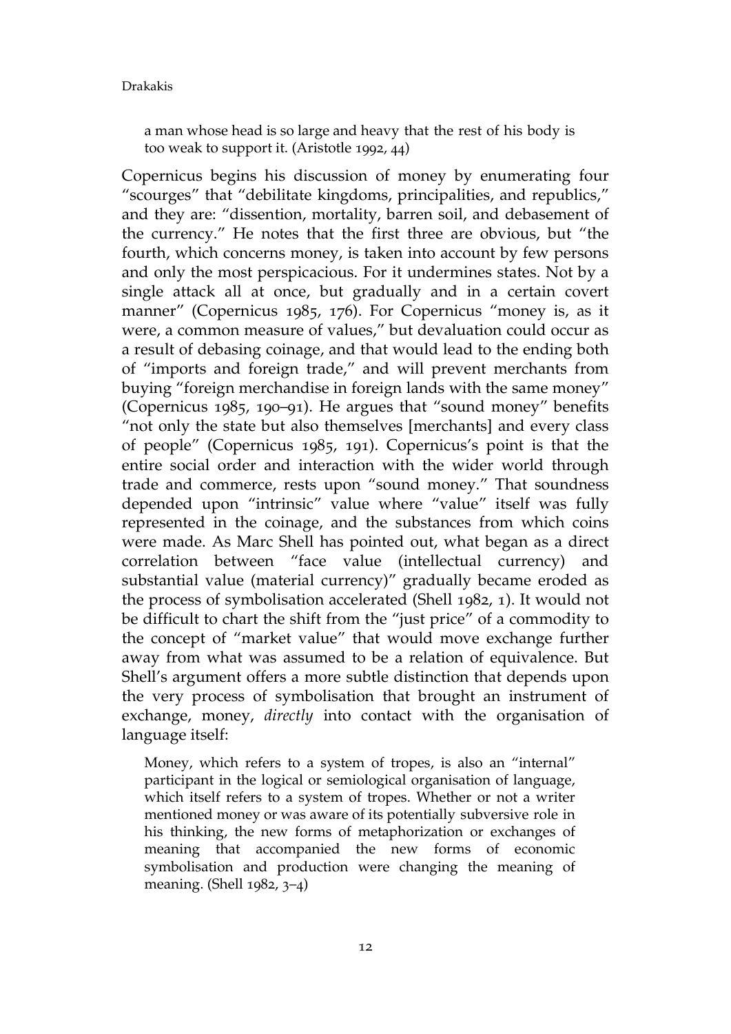> a man whose head is so large and heavy that the rest of his body is too weak to support it. (Aristotle 1992, 44)

Copernicus begins his discussion of money by enumerating four "scourges" that "debilitate kingdoms, principalities, and republics," and they are: "dissention, mortality, barren soil, and debasement of the currency." He notes that the first three are obvious, but "the fourth, which concerns money, is taken into account by few persons and only the most perspicacious. For it undermines states. Not by a single attack all at once, but gradually and in a certain covert manner" (Copernicus 1985, 176). For Copernicus "money is, as it were, a common measure of values," but devaluation could occur as a result of debasing coinage, and that would lead to the ending both of "imports and foreign trade," and will prevent merchants from buying "foreign merchandise in foreign lands with the same money" (Copernicus 1985, 190–91). He argues that "sound money" benefits "not only the state but also themselves [merchants] and every class of people" (Copernicus 1985, 191). Copernicus's point is that the entire social order and interaction with the wider world through trade and commerce, rests upon "sound money." That soundness depended upon "intrinsic" value where "value" itself was fully represented in the coinage, and the substances from which coins were made. As Marc Shell has pointed out, what began as a direct correlation between "face value (intellectual currency) and substantial value (material currency)" gradually became eroded as the process of symbolisation accelerated (Shell 1982, 1). It would not be difficult to chart the shift from the "just price" of a commodity to the concept of "market value" that would move exchange further away from what was assumed to be a relation of equivalence. But Shell's argument offers a more subtle distinction that depends upon the very process of symbolisation that brought an instrument of exchange, money, *directly* into contact with the organisation of language itself:

> Money, which refers to a system of tropes, is also an "internal" participant in the logical or semiological organisation of language, which itself refers to a system of tropes. Whether or not a writer mentioned money or was aware of its potentially subversive role in his thinking, the new forms of metaphorization or exchanges of meaning that accompanied the new forms of economic symbolisation and production were changing the meaning of meaning. (Shell 1982, 3–4)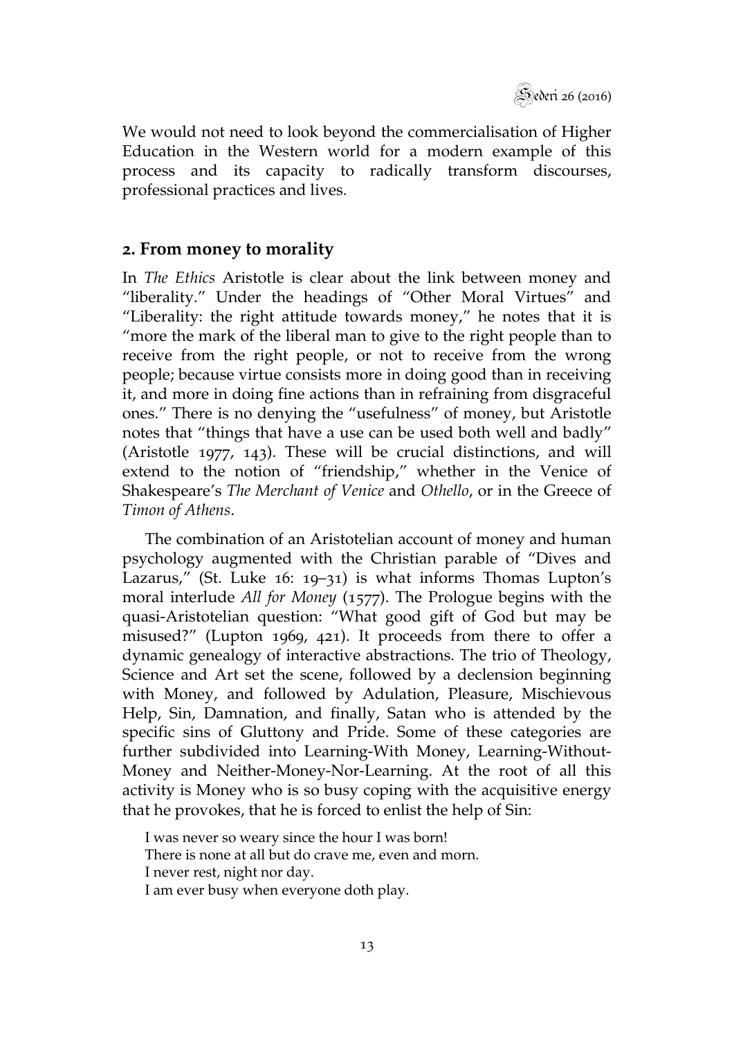We would not need to look beyond the commercialisation of Higher Education in the Western world for a modern example of this process and its capacity to radically transform discourses, professional practices and lives.

## 2. From money to morality

In *The Ethics* Aristotle is clear about the link between money and "liberality." Under the headings of "Other Moral Virtues" and "Liberality: the right attitude towards money," he notes that it is "more the mark of the liberal man to give to the right people than to receive from the right people, or not to receive from the wrong people; because virtue consists more in doing good than in receiving it, and more in doing fine actions than in refraining from disgraceful ones." There is no denying the "usefulness" of money, but Aristotle notes that "things that have a use can be used both well and badly" (Aristotle 1977, 143). These will be crucial distinctions, and will extend to the notion of "friendship," whether in the Venice of Shakespeare's *The Merchant of Venice* and *Othello*, or in the Greece of *Timon of Athens*.

The combination of an Aristotelian account of money and human psychology augmented with the Christian parable of "Dives and Lazarus," (St. Luke 16: 19–31) is what informs Thomas Lupton's moral interlude *All for Money* (1577). The Prologue begins with the quasi-Aristotelian question: "What good gift of God but may be misused?" (Lupton 1969, 421). It proceeds from there to offer a dynamic genealogy of interactive abstractions. The trio of Theology, Science and Art set the scene, followed by a declension beginning with Money, and followed by Adulation, Pleasure, Mischievous Help, Sin, Damnation, and finally, Satan who is attended by the specific sins of Gluttony and Pride. Some of these categories are further subdivided into Learning-With Money, Learning-Without-Money and Neither-Money-Nor-Learning. At the root of all this activity is Money who is so busy coping with the acquisitive energy that he provokes, that he is forced to enlist the help of Sin:

> I was never so weary since the hour I was born!
> There is none at all but do crave me, even and morn.
> I never rest, night nor day.
> I am ever busy when everyone doth play.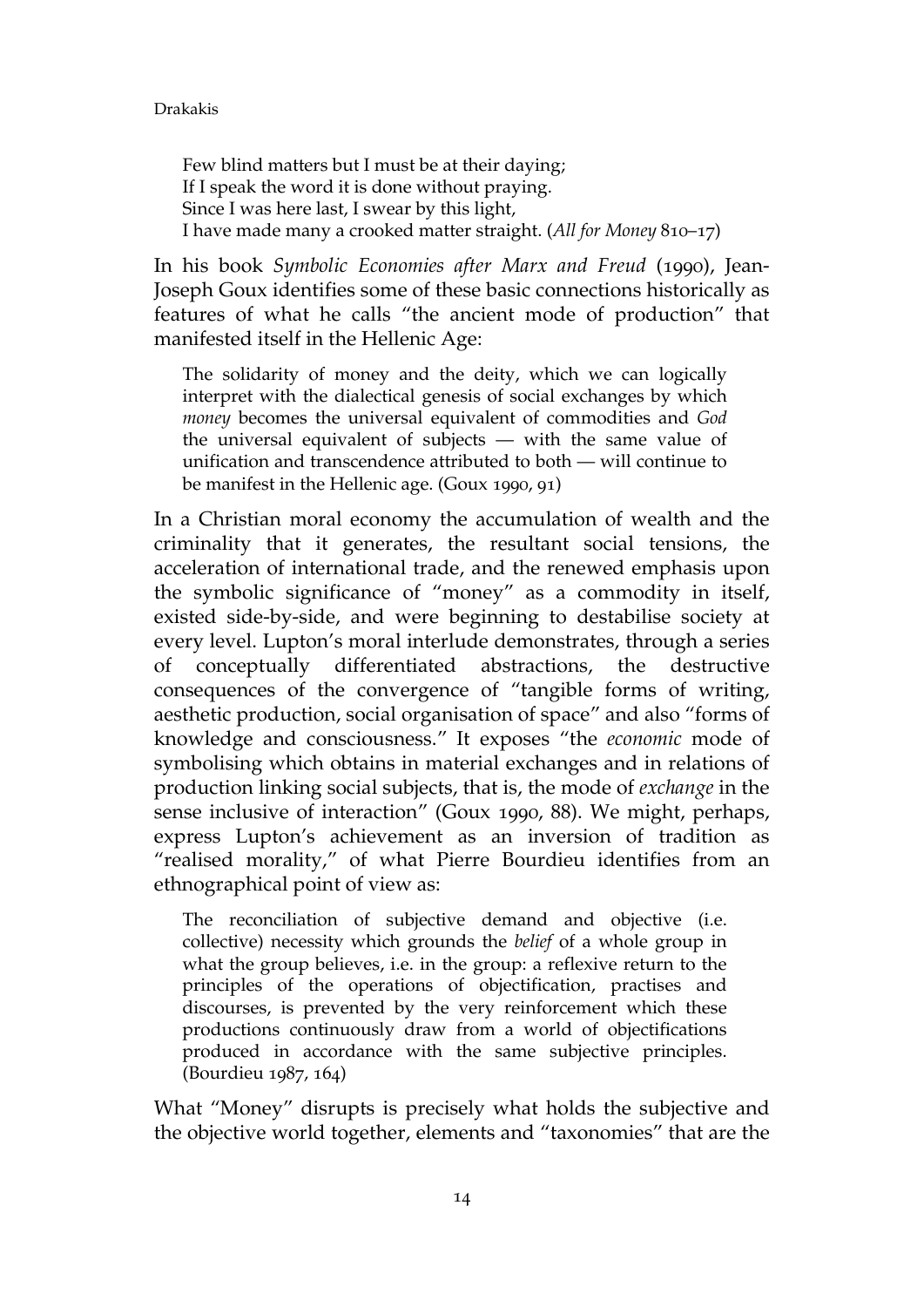> Few blind matters but I must be at their daying;
> If I speak the word it is done without praying.
> Since I was here last, I swear by this light,
> I have made many a crooked matter straight. (*All for Money* 810–17)

In his book *Symbolic Economies after Marx and Freud* (1990), Jean-Joseph Goux identifies some of these basic connections historically as features of what he calls "the ancient mode of production" that manifested itself in the Hellenic Age:

> The solidarity of money and the deity, which we can logically interpret with the dialectical genesis of social exchanges by which *money* becomes the universal equivalent of commodities and *God* the universal equivalent of subjects — with the same value of unification and transcendence attributed to both — will continue to be manifest in the Hellenic age. (Goux 1990, 91)

In a Christian moral economy the accumulation of wealth and the criminality that it generates, the resultant social tensions, the acceleration of international trade, and the renewed emphasis upon the symbolic significance of "money" as a commodity in itself, existed side-by-side, and were beginning to destabilise society at every level. Lupton's moral interlude demonstrates, through a series of conceptually differentiated abstractions, the destructive consequences of the convergence of "tangible forms of writing, aesthetic production, social organisation of space" and also "forms of knowledge and consciousness." It exposes "the *economic* mode of symbolising which obtains in material exchanges and in relations of production linking social subjects, that is, the mode of *exchange* in the sense inclusive of interaction" (Goux 1990, 88). We might, perhaps, express Lupton's achievement as an inversion of tradition as "realised morality," of what Pierre Bourdieu identifies from an ethnographical point of view as:

> The reconciliation of subjective demand and objective (i.e. collective) necessity which grounds the *belief* of a whole group in what the group believes, i.e. in the group: a reflexive return to the principles of the operations of objectification, practises and discourses, is prevented by the very reinforcement which these productions continuously draw from a world of objectifications produced in accordance with the same subjective principles. (Bourdieu 1987, 164)

What "Money" disrupts is precisely what holds the subjective and the objective world together, elements and "taxonomies" that are the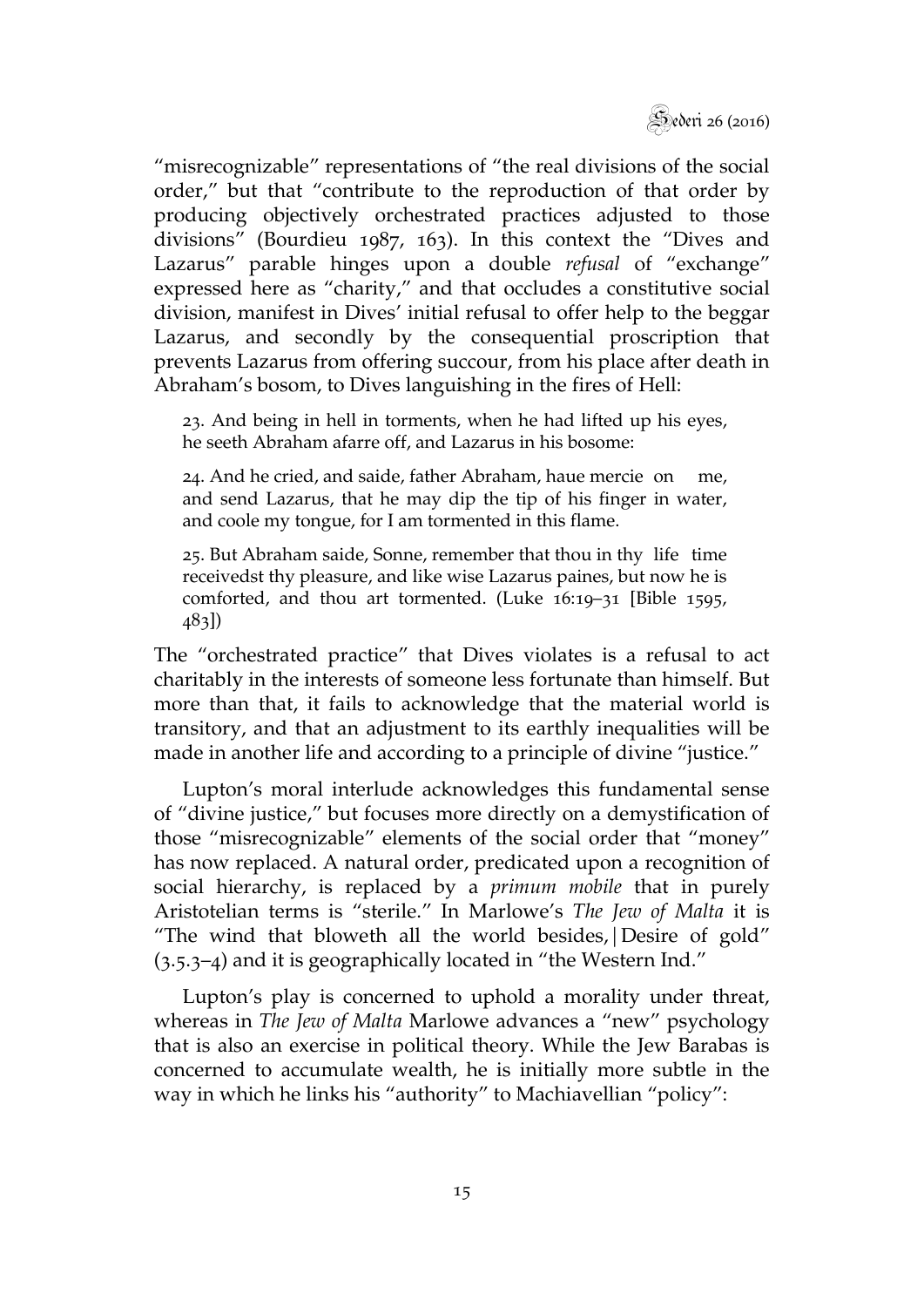"misrecognizable" representations of "the real divisions of the social order," but that "contribute to the reproduction of that order by producing objectively orchestrated practices adjusted to those divisions" (Bourdieu 1987, 163). In this context the "Dives and Lazarus" parable hinges upon a double *refusal* of "exchange" expressed here as "charity," and that occludes a constitutive social division, manifest in Dives' initial refusal to offer help to the beggar Lazarus, and secondly by the consequential proscription that prevents Lazarus from offering succour, from his place after death in Abraham's bosom, to Dives languishing in the fires of Hell:

> 23. And being in hell in torments, when he had lifted up his eyes, he seeth Abraham afarre off, and Lazarus in his bosome:
>
> 24. And he cried, and saide, father Abraham, haue mercie on me, and send Lazarus, that he may dip the tip of his finger in water, and coole my tongue, for I am tormented in this flame.
>
> 25. But Abraham saide, Sonne, remember that thou in thy life time receivedst thy pleasure, and like wise Lazarus paines, but now he is comforted, and thou art tormented. (Luke 16:19–31 [Bible 1595, 483])

The "orchestrated practice" that Dives violates is a refusal to act charitably in the interests of someone less fortunate than himself. But more than that, it fails to acknowledge that the material world is transitory, and that an adjustment to its earthly inequalities will be made in another life and according to a principle of divine "justice."

Lupton's moral interlude acknowledges this fundamental sense of "divine justice," but focuses more directly on a demystification of those "misrecognizable" elements of the social order that "money" has now replaced. A natural order, predicated upon a recognition of social hierarchy, is replaced by a *primum mobile* that in purely Aristotelian terms is "sterile." In Marlowe's *The Jew of Malta* it is "The wind that bloweth all the world besides,|Desire of gold" (3.5.3–4) and it is geographically located in "the Western Ind."

Lupton's play is concerned to uphold a morality under threat, whereas in *The Jew of Malta* Marlowe advances a "new" psychology that is also an exercise in political theory. While the Jew Barabas is concerned to accumulate wealth, he is initially more subtle in the way in which he links his "authority" to Machiavellian "policy":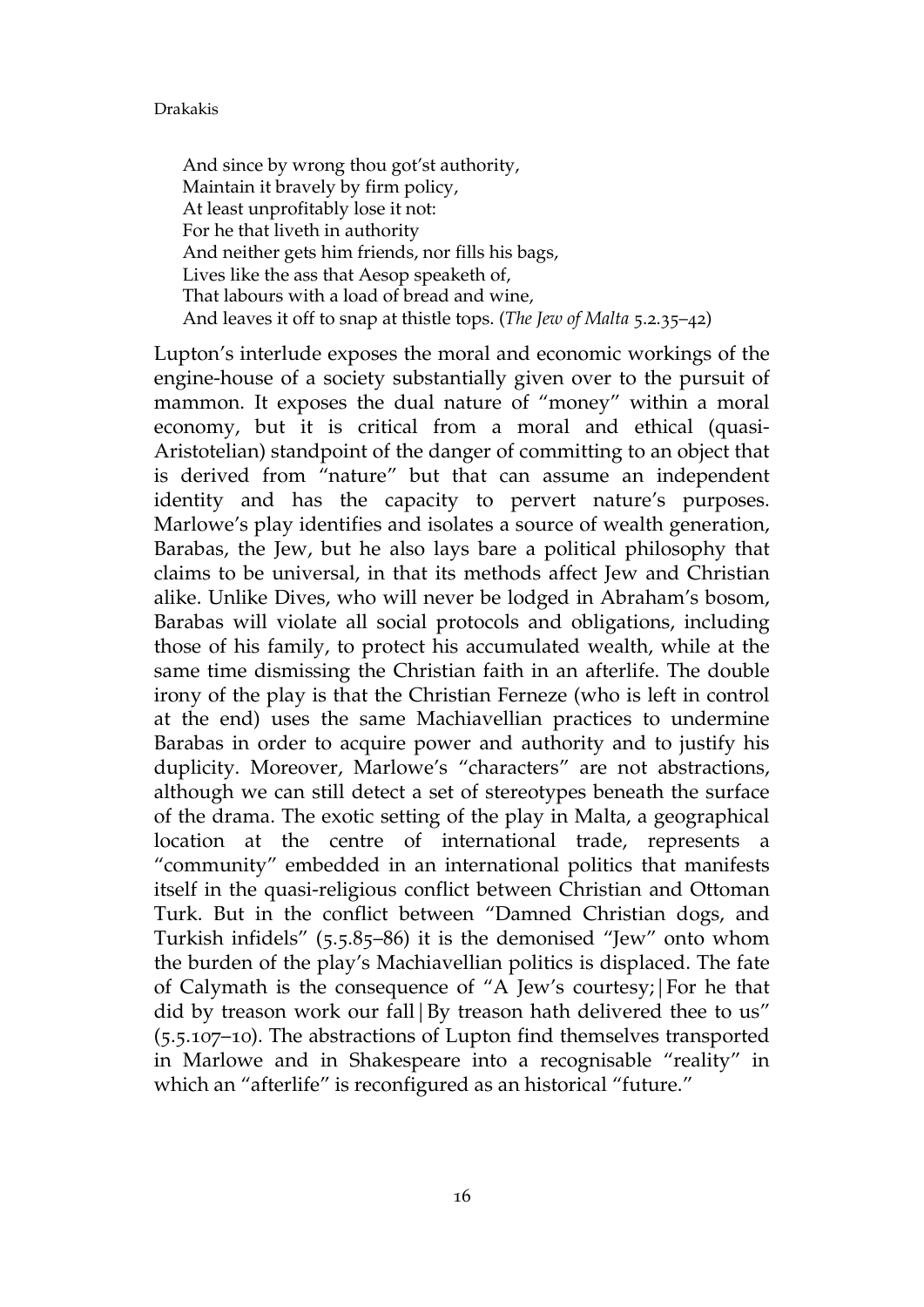> And since by wrong thou got'st authority,
> Maintain it bravely by firm policy,
> At least unprofitably lose it not:
> For he that liveth in authority
> And neither gets him friends, nor fills his bags,
> Lives like the ass that Aesop speaketh of,
> That labours with a load of bread and wine,
> And leaves it off to snap at thistle tops. (*The Jew of Malta* 5.2.35–42)

Lupton's interlude exposes the moral and economic workings of the engine-house of a society substantially given over to the pursuit of mammon. It exposes the dual nature of "money" within a moral economy, but it is critical from a moral and ethical (quasi-Aristotelian) standpoint of the danger of committing to an object that is derived from "nature" but that can assume an independent identity and has the capacity to pervert nature's purposes. Marlowe's play identifies and isolates a source of wealth generation, Barabas, the Jew, but he also lays bare a political philosophy that claims to be universal, in that its methods affect Jew and Christian alike. Unlike Dives, who will never be lodged in Abraham's bosom, Barabas will violate all social protocols and obligations, including those of his family, to protect his accumulated wealth, while at the same time dismissing the Christian faith in an afterlife. The double irony of the play is that the Christian Ferneze (who is left in control at the end) uses the same Machiavellian practices to undermine Barabas in order to acquire power and authority and to justify his duplicity. Moreover, Marlowe's "characters" are not abstractions, although we can still detect a set of stereotypes beneath the surface of the drama. The exotic setting of the play in Malta, a geographical location at the centre of international trade, represents a "community" embedded in an international politics that manifests itself in the quasi-religious conflict between Christian and Ottoman Turk. But in the conflict between "Damned Christian dogs, and Turkish infidels" (5.5.85–86) it is the demonised "Jew" onto whom the burden of the play's Machiavellian politics is displaced. The fate of Calymath is the consequence of "A Jew's courtesy;|For he that did by treason work our fall|By treason hath delivered thee to us" (5.5.107–10). The abstractions of Lupton find themselves transported in Marlowe and in Shakespeare into a recognisable "reality" in which an "afterlife" is reconfigured as an historical "future."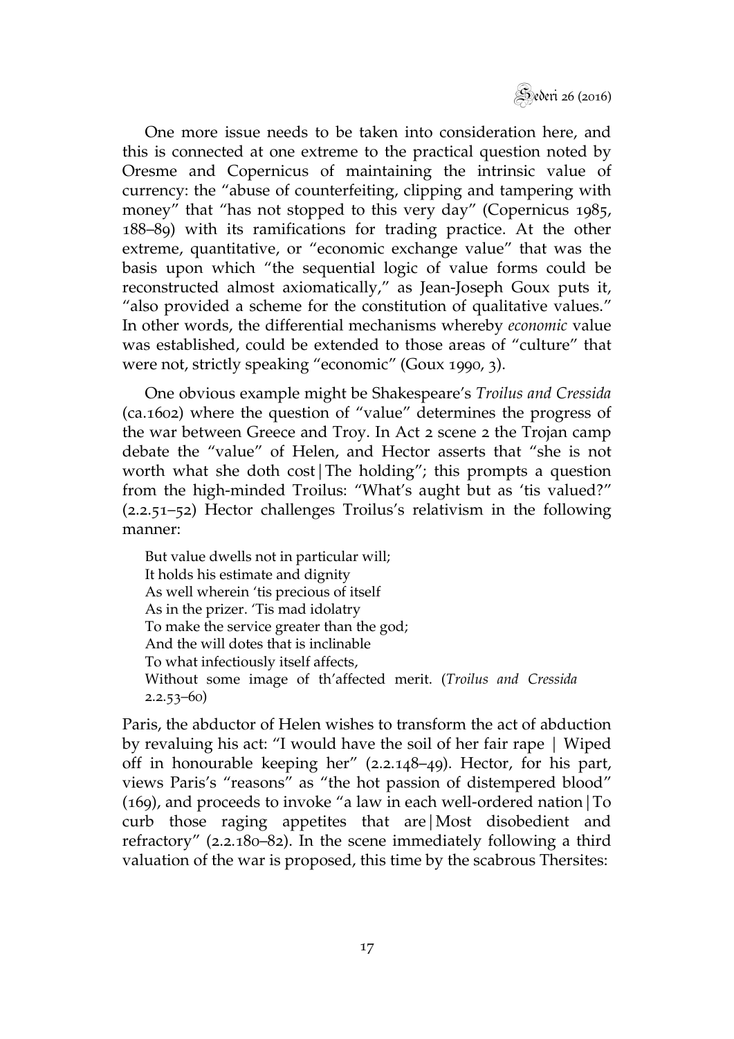One more issue needs to be taken into consideration here, and this is connected at one extreme to the practical question noted by Oresme and Copernicus of maintaining the intrinsic value of currency: the "abuse of counterfeiting, clipping and tampering with money" that "has not stopped to this very day" (Copernicus 1985, 188–89) with its ramifications for trading practice. At the other extreme, quantitative, or "economic exchange value" that was the basis upon which "the sequential logic of value forms could be reconstructed almost axiomatically," as Jean-Joseph Goux puts it, "also provided a scheme for the constitution of qualitative values." In other words, the differential mechanisms whereby *economic* value was established, could be extended to those areas of "culture" that were not, strictly speaking "economic" (Goux 1990, 3).

One obvious example might be Shakespeare's *Troilus and Cressida* (ca.1602) where the question of "value" determines the progress of the war between Greece and Troy. In Act 2 scene 2 the Trojan camp debate the "value" of Helen, and Hector asserts that "she is not worth what she doth cost|The holding"; this prompts a question from the high-minded Troilus: "What's aught but as 'tis valued?" (2.2.51–52) Hector challenges Troilus's relativism in the following manner:

> But value dwells not in particular will;
> It holds his estimate and dignity
> As well wherein 'tis precious of itself
> As in the prizer. 'Tis mad idolatry
> To make the service greater than the god;
> And the will dotes that is inclinable
> To what infectiously itself affects,
> Without some image of th'affected merit. (*Troilus and Cressida* 2.2.53–60)

Paris, the abductor of Helen wishes to transform the act of abduction by revaluing his act: "I would have the soil of her fair rape | Wiped off in honourable keeping her" (2.2.148–49). Hector, for his part, views Paris's "reasons" as "the hot passion of distempered blood" (169), and proceeds to invoke "a law in each well-ordered nation|To curb those raging appetites that are|Most disobedient and refractory" (2.2.180–82). In the scene immediately following a third valuation of the war is proposed, this time by the scabrous Thersites: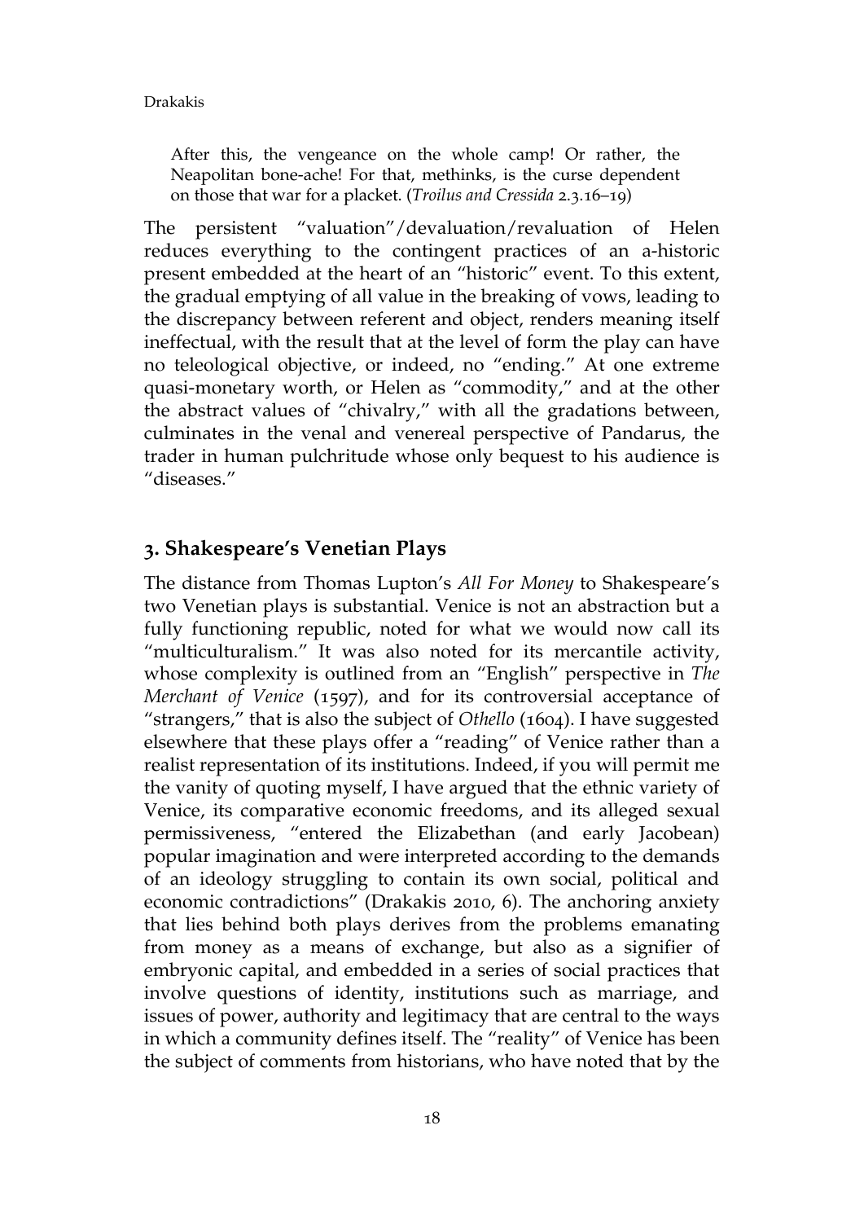> After this, the vengeance on the whole camp! Or rather, the Neapolitan bone-ache! For that, methinks, is the curse dependent on those that war for a placket. (*Troilus and Cressida* 2.3.16–19)

The persistent "valuation"/devaluation/revaluation of Helen reduces everything to the contingent practices of an a-historic present embedded at the heart of an "historic" event. To this extent, the gradual emptying of all value in the breaking of vows, leading to the discrepancy between referent and object, renders meaning itself ineffectual, with the result that at the level of form the play can have no teleological objective, or indeed, no "ending." At one extreme quasi-monetary worth, or Helen as "commodity," and at the other the abstract values of "chivalry," with all the gradations between, culminates in the venal and venereal perspective of Pandarus, the trader in human pulchritude whose only bequest to his audience is "diseases."

## 3. Shakespeare's Venetian Plays

The distance from Thomas Lupton's *All For Money* to Shakespeare's two Venetian plays is substantial. Venice is not an abstraction but a fully functioning republic, noted for what we would now call its "multiculturalism." It was also noted for its mercantile activity, whose complexity is outlined from an "English" perspective in *The Merchant of Venice* (1597), and for its controversial acceptance of "strangers," that is also the subject of *Othello* (1604). I have suggested elsewhere that these plays offer a "reading" of Venice rather than a realist representation of its institutions. Indeed, if you will permit me the vanity of quoting myself, I have argued that the ethnic variety of Venice, its comparative economic freedoms, and its alleged sexual permissiveness, "entered the Elizabethan (and early Jacobean) popular imagination and were interpreted according to the demands of an ideology struggling to contain its own social, political and economic contradictions" (Drakakis 2010, 6). The anchoring anxiety that lies behind both plays derives from the problems emanating from money as a means of exchange, but also as a signifier of embryonic capital, and embedded in a series of social practices that involve questions of identity, institutions such as marriage, and issues of power, authority and legitimacy that are central to the ways in which a community defines itself. The "reality" of Venice has been the subject of comments from historians, who have noted that by the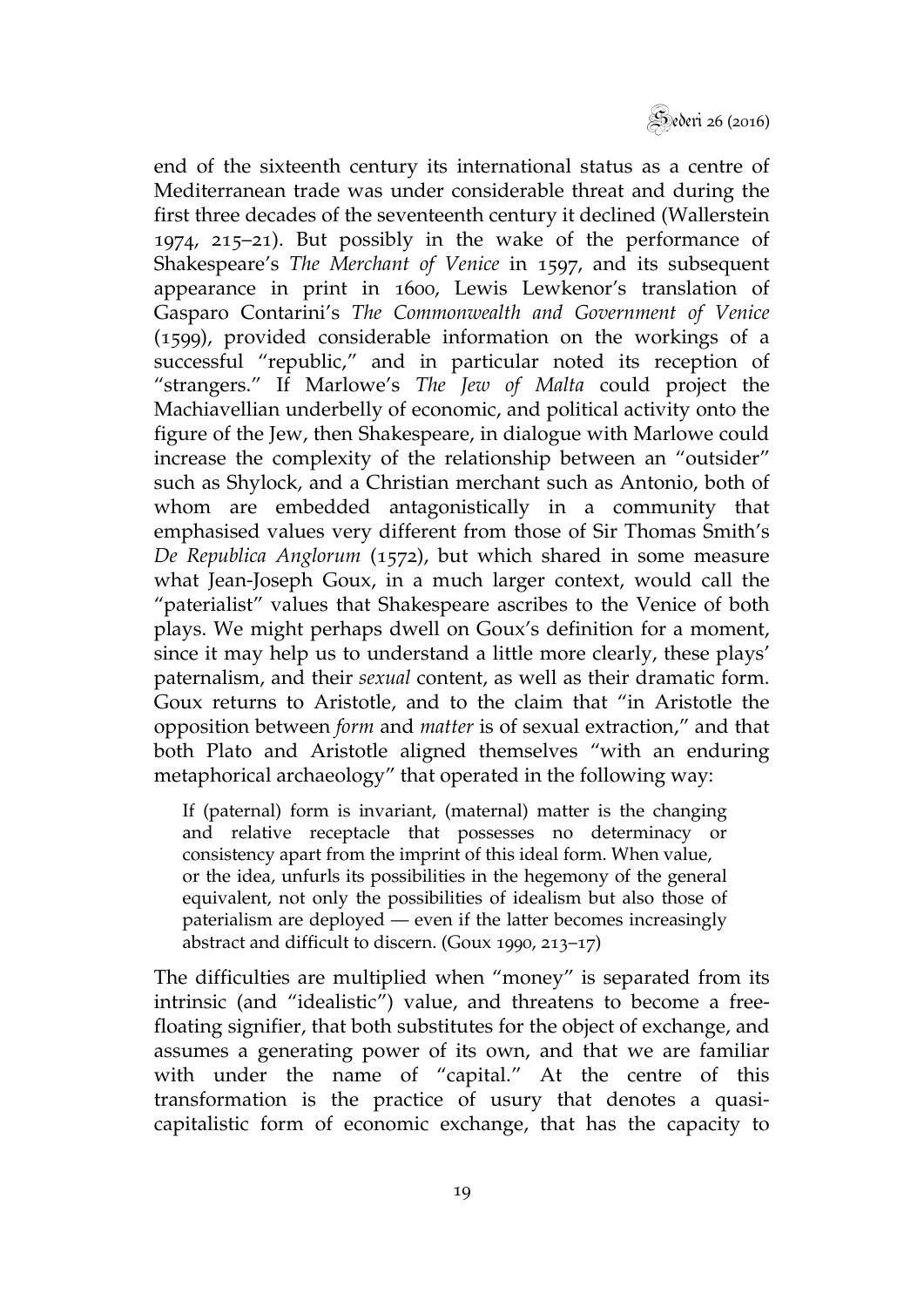end of the sixteenth century its international status as a centre of Mediterranean trade was under considerable threat and during the first three decades of the seventeenth century it declined (Wallerstein 1974, 215–21). But possibly in the wake of the performance of Shakespeare's *The Merchant of Venice* in 1597, and its subsequent appearance in print in 1600, Lewis Lewkenor's translation of Gasparo Contarini's *The Commonwealth and Government of Venice* (1599), provided considerable information on the workings of a successful "republic," and in particular noted its reception of "strangers." If Marlowe's *The Jew of Malta* could project the Machiavellian underbelly of economic, and political activity onto the figure of the Jew, then Shakespeare, in dialogue with Marlowe could increase the complexity of the relationship between an "outsider" such as Shylock, and a Christian merchant such as Antonio, both of whom are embedded antagonistically in a community that emphasised values very different from those of Sir Thomas Smith's *De Republica Anglorum* (1572), but which shared in some measure what Jean-Joseph Goux, in a much larger context, would call the "paterialist" values that Shakespeare ascribes to the Venice of both plays. We might perhaps dwell on Goux's definition for a moment, since it may help us to understand a little more clearly, these plays' paternalism, and their *sexual* content, as well as their dramatic form. Goux returns to Aristotle, and to the claim that "in Aristotle the opposition between *form* and *matter* is of sexual extraction," and that both Plato and Aristotle aligned themselves "with an enduring metaphorical archaeology" that operated in the following way:

> If (paternal) form is invariant, (maternal) matter is the changing and relative receptacle that possesses no determinacy or consistency apart from the imprint of this ideal form. When value, or the idea, unfurls its possibilities in the hegemony of the general equivalent, not only the possibilities of idealism but also those of paterialism are deployed — even if the latter becomes increasingly abstract and difficult to discern. (Goux 1990, 213–17)

The difficulties are multiplied when "money" is separated from its intrinsic (and "idealistic") value, and threatens to become a free-floating signifier, that both substitutes for the object of exchange, and assumes a generating power of its own, and that we are familiar with under the name of "capital." At the centre of this transformation is the practice of usury that denotes a quasi-capitalistic form of economic exchange, that has the capacity to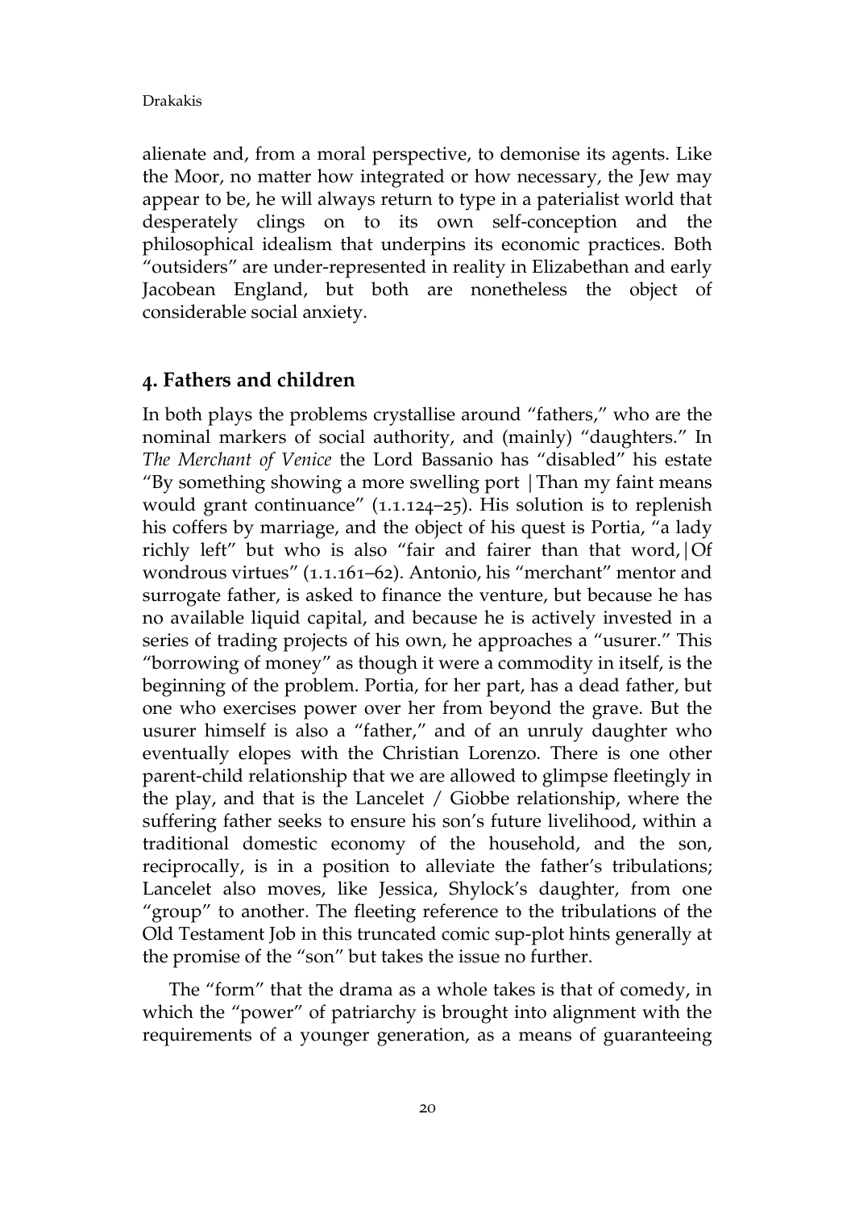alienate and, from a moral perspective, to demonise its agents. Like the Moor, no matter how integrated or how necessary, the Jew may appear to be, he will always return to type in a paterialist world that desperately clings on to its own self-conception and the philosophical idealism that underpins its economic practices. Both "outsiders" are under-represented in reality in Elizabethan and early Jacobean England, but both are nonetheless the object of considerable social anxiety.

## 4. Fathers and children

In both plays the problems crystallise around "fathers," who are the nominal markers of social authority, and (mainly) "daughters." In *The Merchant of Venice* the Lord Bassanio has "disabled" his estate "By something showing a more swelling port |Than my faint means would grant continuance" (1.1.124–25). His solution is to replenish his coffers by marriage, and the object of his quest is Portia, "a lady richly left" but who is also "fair and fairer than that word,|Of wondrous virtues" (1.1.161–62). Antonio, his "merchant" mentor and surrogate father, is asked to finance the venture, but because he has no available liquid capital, and because he is actively invested in a series of trading projects of his own, he approaches a "usurer." This "borrowing of money" as though it were a commodity in itself, is the beginning of the problem. Portia, for her part, has a dead father, but one who exercises power over her from beyond the grave. But the usurer himself is also a "father," and of an unruly daughter who eventually elopes with the Christian Lorenzo. There is one other parent-child relationship that we are allowed to glimpse fleetingly in the play, and that is the Lancelet / Giobbe relationship, where the suffering father seeks to ensure his son's future livelihood, within a traditional domestic economy of the household, and the son, reciprocally, is in a position to alleviate the father's tribulations; Lancelet also moves, like Jessica, Shylock's daughter, from one "group" to another. The fleeting reference to the tribulations of the Old Testament Job in this truncated comic sup-plot hints generally at the promise of the "son" but takes the issue no further.

The "form" that the drama as a whole takes is that of comedy, in which the "power" of patriarchy is brought into alignment with the requirements of a younger generation, as a means of guaranteeing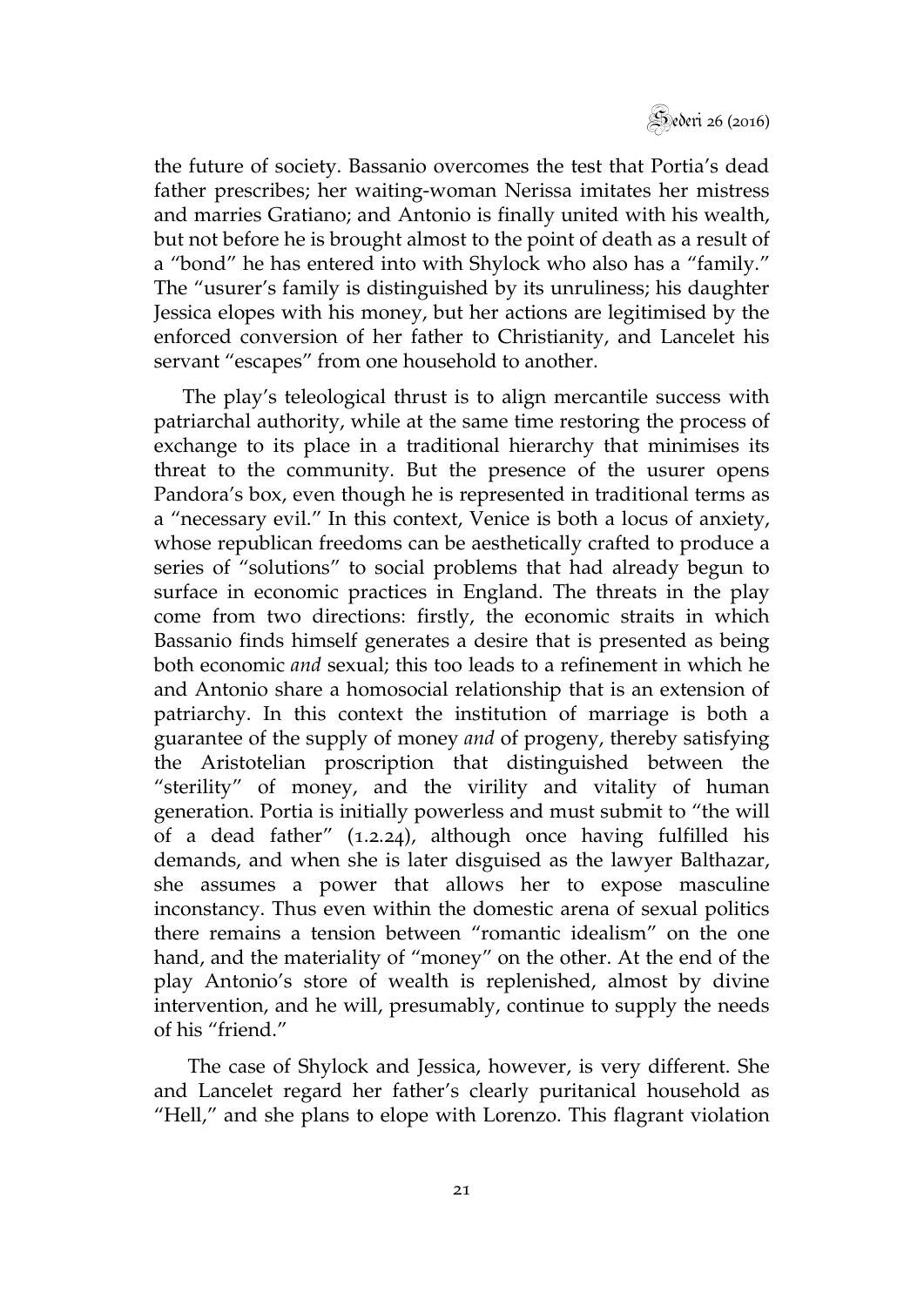the future of society. Bassanio overcomes the test that Portia's dead father prescribes; her waiting-woman Nerissa imitates her mistress and marries Gratiano; and Antonio is finally united with his wealth, but not before he is brought almost to the point of death as a result of a "bond" he has entered into with Shylock who also has a "family." The "usurer's family is distinguished by its unruliness; his daughter Jessica elopes with his money, but her actions are legitimised by the enforced conversion of her father to Christianity, and Lancelet his servant "escapes" from one household to another.

The play's teleological thrust is to align mercantile success with patriarchal authority, while at the same time restoring the process of exchange to its place in a traditional hierarchy that minimises its threat to the community. But the presence of the usurer opens Pandora's box, even though he is represented in traditional terms as a "necessary evil." In this context, Venice is both a locus of anxiety, whose republican freedoms can be aesthetically crafted to produce a series of "solutions" to social problems that had already begun to surface in economic practices in England. The threats in the play come from two directions: firstly, the economic straits in which Bassanio finds himself generates a desire that is presented as being both economic *and* sexual; this too leads to a refinement in which he and Antonio share a homosocial relationship that is an extension of patriarchy. In this context the institution of marriage is both a guarantee of the supply of money *and* of progeny, thereby satisfying the Aristotelian proscription that distinguished between the "sterility" of money, and the virility and vitality of human generation. Portia is initially powerless and must submit to "the will of a dead father" (1.2.24), although once having fulfilled his demands, and when she is later disguised as the lawyer Balthazar, she assumes a power that allows her to expose masculine inconstancy. Thus even within the domestic arena of sexual politics there remains a tension between "romantic idealism" on the one hand, and the materiality of "money" on the other. At the end of the play Antonio's store of wealth is replenished, almost by divine intervention, and he will, presumably, continue to supply the needs of his "friend."

The case of Shylock and Jessica, however, is very different. She and Lancelet regard her father's clearly puritanical household as "Hell," and she plans to elope with Lorenzo. This flagrant violation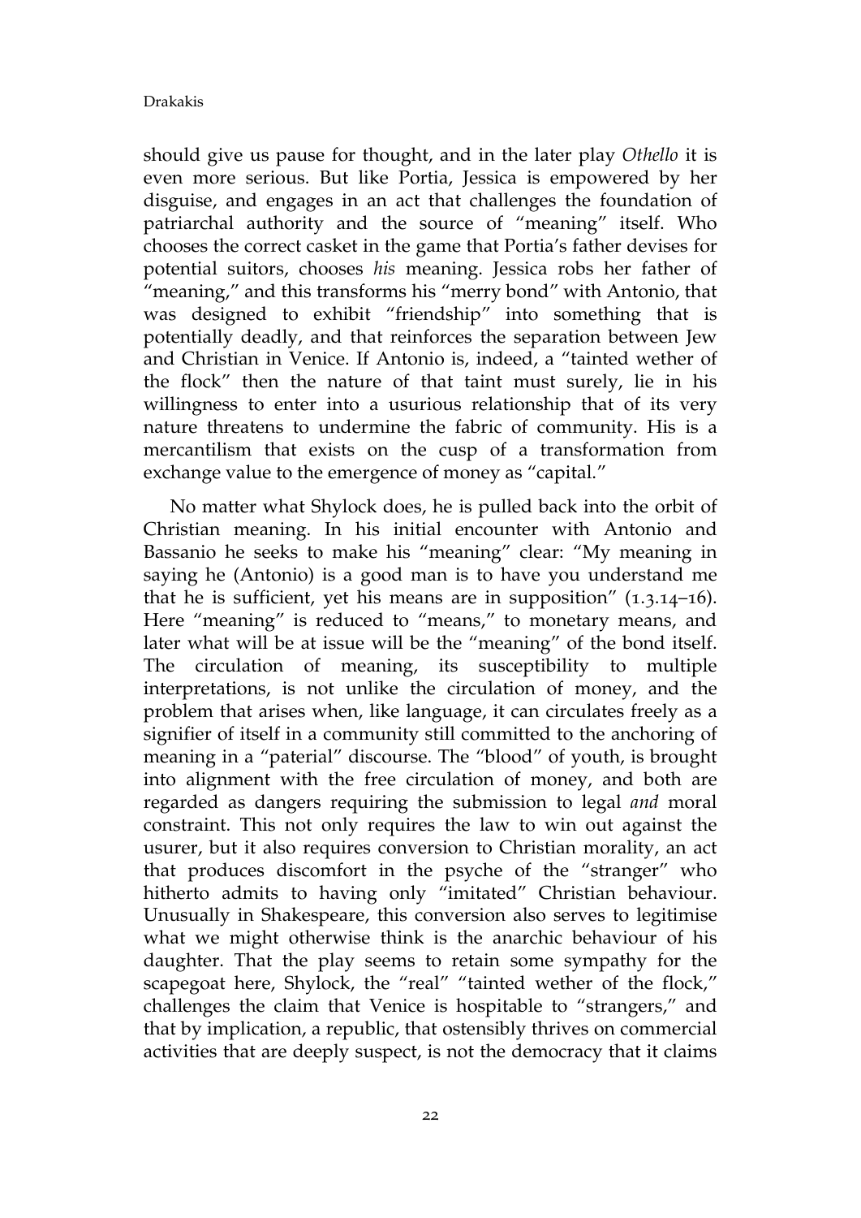should give us pause for thought, and in the later play *Othello* it is even more serious. But like Portia, Jessica is empowered by her disguise, and engages in an act that challenges the foundation of patriarchal authority and the source of "meaning" itself. Who chooses the correct casket in the game that Portia's father devises for potential suitors, chooses *his* meaning. Jessica robs her father of "meaning," and this transforms his "merry bond" with Antonio, that was designed to exhibit "friendship" into something that is potentially deadly, and that reinforces the separation between Jew and Christian in Venice. If Antonio is, indeed, a "tainted wether of the flock" then the nature of that taint must surely, lie in his willingness to enter into a usurious relationship that of its very nature threatens to undermine the fabric of community. His is a mercantilism that exists on the cusp of a transformation from exchange value to the emergence of money as "capital."

No matter what Shylock does, he is pulled back into the orbit of Christian meaning. In his initial encounter with Antonio and Bassanio he seeks to make his "meaning" clear: "My meaning in saying he (Antonio) is a good man is to have you understand me that he is sufficient, yet his means are in supposition" (1.3.14–16). Here "meaning" is reduced to "means," to monetary means, and later what will be at issue will be the "meaning" of the bond itself. The circulation of meaning, its susceptibility to multiple interpretations, is not unlike the circulation of money, and the problem that arises when, like language, it can circulates freely as a signifier of itself in a community still committed to the anchoring of meaning in a "paterial" discourse. The "blood" of youth, is brought into alignment with the free circulation of money, and both are regarded as dangers requiring the submission to legal *and* moral constraint. This not only requires the law to win out against the usurer, but it also requires conversion to Christian morality, an act that produces discomfort in the psyche of the "stranger" who hitherto admits to having only "imitated" Christian behaviour. Unusually in Shakespeare, this conversion also serves to legitimise what we might otherwise think is the anarchic behaviour of his daughter. That the play seems to retain some sympathy for the scapegoat here, Shylock, the "real" "tainted wether of the flock," challenges the claim that Venice is hospitable to "strangers," and that by implication, a republic, that ostensibly thrives on commercial activities that are deeply suspect, is not the democracy that it claims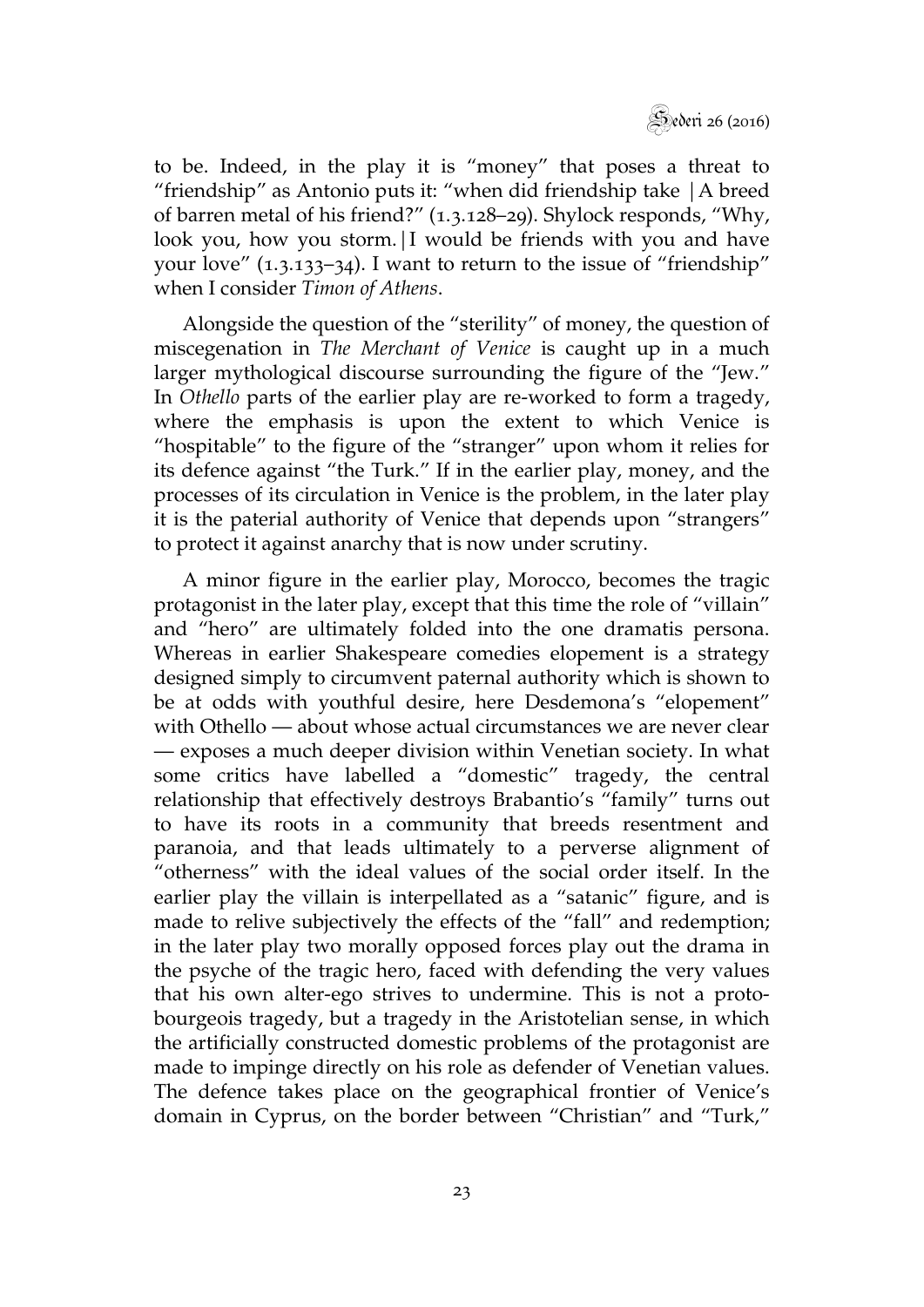to be. Indeed, in the play it is "money" that poses a threat to "friendship" as Antonio puts it: "when did friendship take | A breed of barren metal of his friend?" (1.3.128–29). Shylock responds, "Why, look you, how you storm. | I would be friends with you and have your love" (1.3.133–34). I want to return to the issue of "friendship" when I consider *Timon of Athens*.

Alongside the question of the "sterility" of money, the question of miscegenation in *The Merchant of Venice* is caught up in a much larger mythological discourse surrounding the figure of the "Jew." In *Othello* parts of the earlier play are re-worked to form a tragedy, where the emphasis is upon the extent to which Venice is "hospitable" to the figure of the "stranger" upon whom it relies for its defence against "the Turk." If in the earlier play, money, and the processes of its circulation in Venice is the problem, in the later play it is the paterial authority of Venice that depends upon "strangers" to protect it against anarchy that is now under scrutiny.

A minor figure in the earlier play, Morocco, becomes the tragic protagonist in the later play, except that this time the role of "villain" and "hero" are ultimately folded into the one dramatis persona. Whereas in earlier Shakespeare comedies elopement is a strategy designed simply to circumvent paternal authority which is shown to be at odds with youthful desire, here Desdemona's "elopement" with Othello — about whose actual circumstances we are never clear — exposes a much deeper division within Venetian society. In what some critics have labelled a "domestic" tragedy, the central relationship that effectively destroys Brabantio's "family" turns out to have its roots in a community that breeds resentment and paranoia, and that leads ultimately to a perverse alignment of "otherness" with the ideal values of the social order itself. In the earlier play the villain is interpellated as a "satanic" figure, and is made to relive subjectively the effects of the "fall" and redemption; in the later play two morally opposed forces play out the drama in the psyche of the tragic hero, faced with defending the very values that his own alter-ego strives to undermine. This is not a proto-bourgeois tragedy, but a tragedy in the Aristotelian sense, in which the artificially constructed domestic problems of the protagonist are made to impinge directly on his role as defender of Venetian values. The defence takes place on the geographical frontier of Venice's domain in Cyprus, on the border between "Christian" and "Turk,"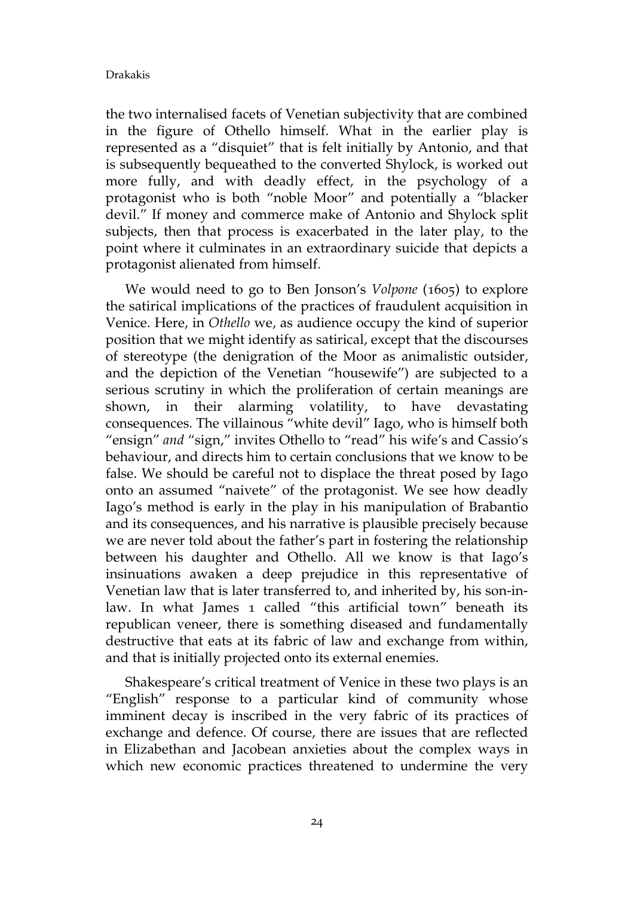the two internalised facets of Venetian subjectivity that are combined in the figure of Othello himself. What in the earlier play is represented as a "disquiet" that is felt initially by Antonio, and that is subsequently bequeathed to the converted Shylock, is worked out more fully, and with deadly effect, in the psychology of a protagonist who is both "noble Moor" and potentially a "blacker devil." If money and commerce make of Antonio and Shylock split subjects, then that process is exacerbated in the later play, to the point where it culminates in an extraordinary suicide that depicts a protagonist alienated from himself.

We would need to go to Ben Jonson's *Volpone* (1605) to explore the satirical implications of the practices of fraudulent acquisition in Venice. Here, in *Othello* we, as audience occupy the kind of superior position that we might identify as satirical, except that the discourses of stereotype (the denigration of the Moor as animalistic outsider, and the depiction of the Venetian "housewife") are subjected to a serious scrutiny in which the proliferation of certain meanings are shown, in their alarming volatility, to have devastating consequences. The villainous "white devil" Iago, who is himself both "ensign" *and* "sign," invites Othello to "read" his wife's and Cassio's behaviour, and directs him to certain conclusions that we know to be false. We should be careful not to displace the threat posed by Iago onto an assumed "naivete" of the protagonist. We see how deadly Iago's method is early in the play in his manipulation of Brabantio and its consequences, and his narrative is plausible precisely because we are never told about the father's part in fostering the relationship between his daughter and Othello. All we know is that Iago's insinuations awaken a deep prejudice in this representative of Venetian law that is later transferred to, and inherited by, his son-in-law. In what James 1 called "this artificial town" beneath its republican veneer, there is something diseased and fundamentally destructive that eats at its fabric of law and exchange from within, and that is initially projected onto its external enemies.

Shakespeare's critical treatment of Venice in these two plays is an "English" response to a particular kind of community whose imminent decay is inscribed in the very fabric of its practices of exchange and defence. Of course, there are issues that are reflected in Elizabethan and Jacobean anxieties about the complex ways in which new economic practices threatened to undermine the very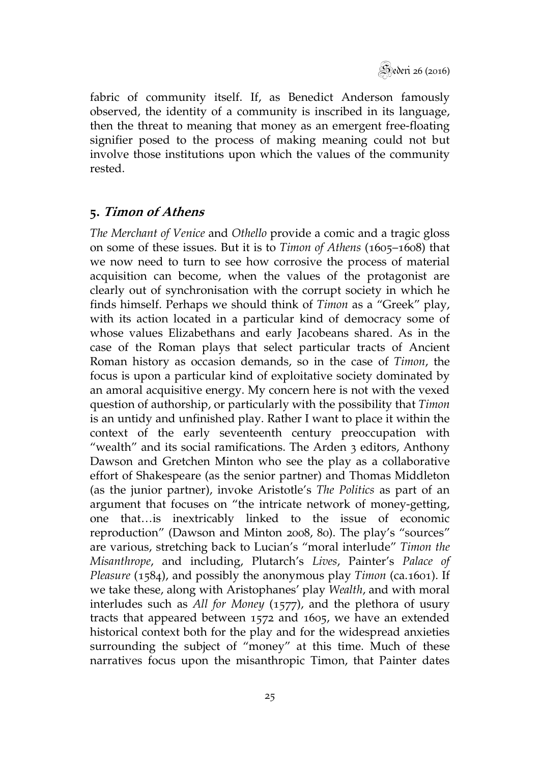fabric of community itself. If, as Benedict Anderson famously observed, the identity of a community is inscribed in its language, then the threat to meaning that money as an emergent free-floating signifier posed to the process of making meaning could not but involve those institutions upon which the values of the community rested.

## 5. ***Timon of Athens***

*The Merchant of Venice* and *Othello* provide a comic and a tragic gloss on some of these issues. But it is to *Timon of Athens* (1605–1608) that we now need to turn to see how corrosive the process of material acquisition can become, when the values of the protagonist are clearly out of synchronisation with the corrupt society in which he finds himself. Perhaps we should think of *Timon* as a "Greek" play, with its action located in a particular kind of democracy some of whose values Elizabethans and early Jacobeans shared. As in the case of the Roman plays that select particular tracts of Ancient Roman history as occasion demands, so in the case of *Timon*, the focus is upon a particular kind of exploitative society dominated by an amoral acquisitive energy. My concern here is not with the vexed question of authorship, or particularly with the possibility that *Timon* is an untidy and unfinished play. Rather I want to place it within the context of the early seventeenth century preoccupation with "wealth" and its social ramifications. The Arden 3 editors, Anthony Dawson and Gretchen Minton who see the play as a collaborative effort of Shakespeare (as the senior partner) and Thomas Middleton (as the junior partner), invoke Aristotle's *The Politics* as part of an argument that focuses on "the intricate network of money-getting, one that…is inextricably linked to the issue of economic reproduction" (Dawson and Minton 2008, 80). The play's "sources" are various, stretching back to Lucian's "moral interlude" *Timon the Misanthrope*, and including, Plutarch's *Lives*, Painter's *Palace of Pleasure* (1584), and possibly the anonymous play *Timon* (ca.1601). If we take these, along with Aristophanes' play *Wealth*, and with moral interludes such as *All for Money* (1577), and the plethora of usury tracts that appeared between 1572 and 1605, we have an extended historical context both for the play and for the widespread anxieties surrounding the subject of "money" at this time. Much of these narratives focus upon the misanthropic Timon, that Painter dates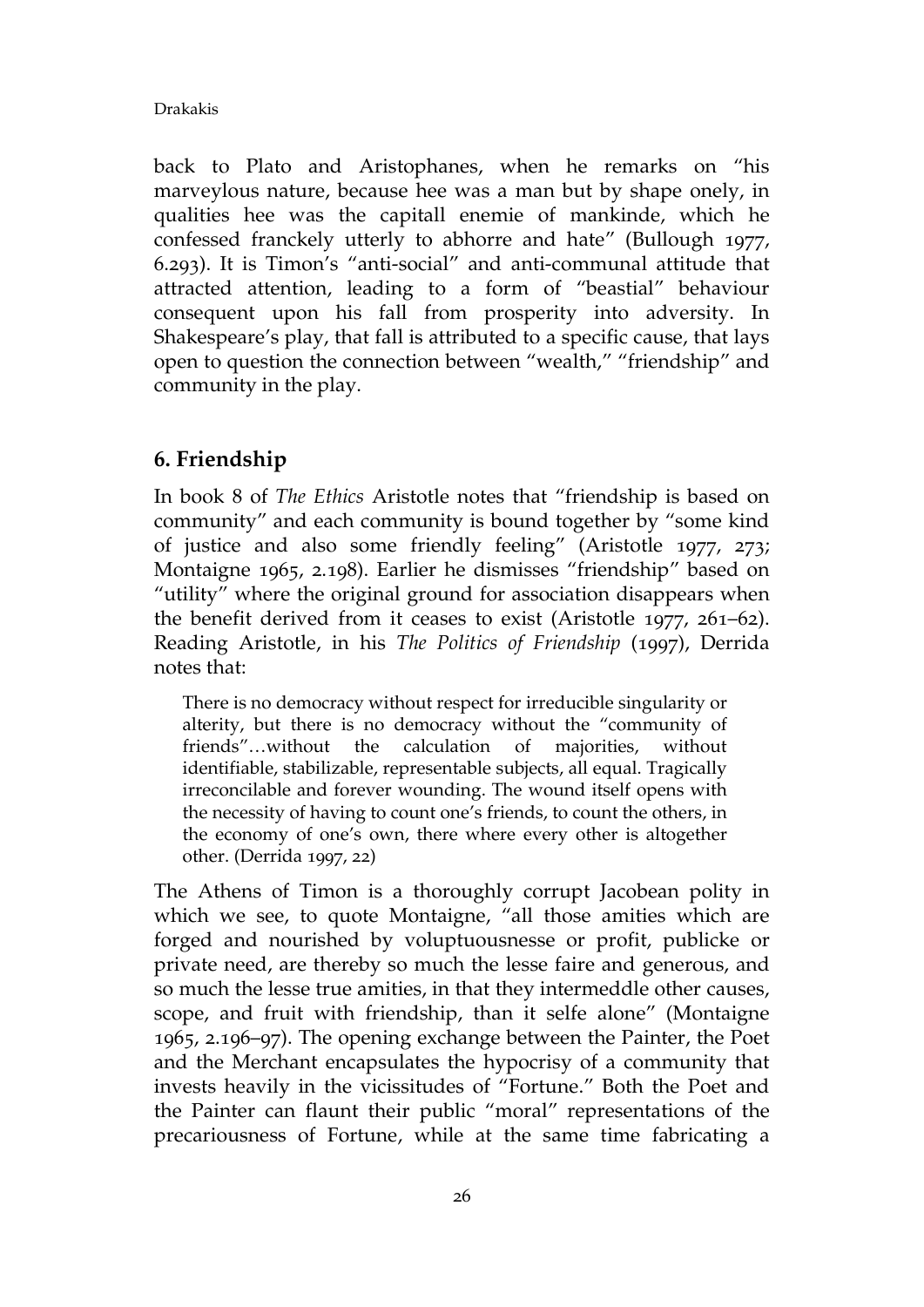back to Plato and Aristophanes, when he remarks on "his marveylous nature, because hee was a man but by shape onely, in qualities hee was the capitall enemie of mankinde, which he confessed franckely utterly to abhorre and hate" (Bullough 1977, 6.293). It is Timon's "anti-social" and anti-communal attitude that attracted attention, leading to a form of "beastial" behaviour consequent upon his fall from prosperity into adversity. In Shakespeare's play, that fall is attributed to a specific cause, that lays open to question the connection between "wealth," "friendship" and community in the play.

## 6. Friendship

In book 8 of *The Ethics* Aristotle notes that "friendship is based on community" and each community is bound together by "some kind of justice and also some friendly feeling" (Aristotle 1977, 273; Montaigne 1965, 2.198). Earlier he dismisses "friendship" based on "utility" where the original ground for association disappears when the benefit derived from it ceases to exist (Aristotle 1977, 261–62). Reading Aristotle, in his *The Politics of Friendship* (1997), Derrida notes that:

> There is no democracy without respect for irreducible singularity or alterity, but there is no democracy without the "community of friends"…without the calculation of majorities, without identifiable, stabilizable, representable subjects, all equal. Tragically irreconcilable and forever wounding. The wound itself opens with the necessity of having to count one's friends, to count the others, in the economy of one's own, there where every other is altogether other. (Derrida 1997, 22)

The Athens of Timon is a thoroughly corrupt Jacobean polity in which we see, to quote Montaigne, "all those amities which are forged and nourished by voluptuousnesse or profit, publicke or private need, are thereby so much the lesse faire and generous, and so much the lesse true amities, in that they intermeddle other causes, scope, and fruit with friendship, than it selfe alone" (Montaigne 1965, 2.196–97). The opening exchange between the Painter, the Poet and the Merchant encapsulates the hypocrisy of a community that invests heavily in the vicissitudes of "Fortune." Both the Poet and the Painter can flaunt their public "moral" representations of the precariousness of Fortune, while at the same time fabricating a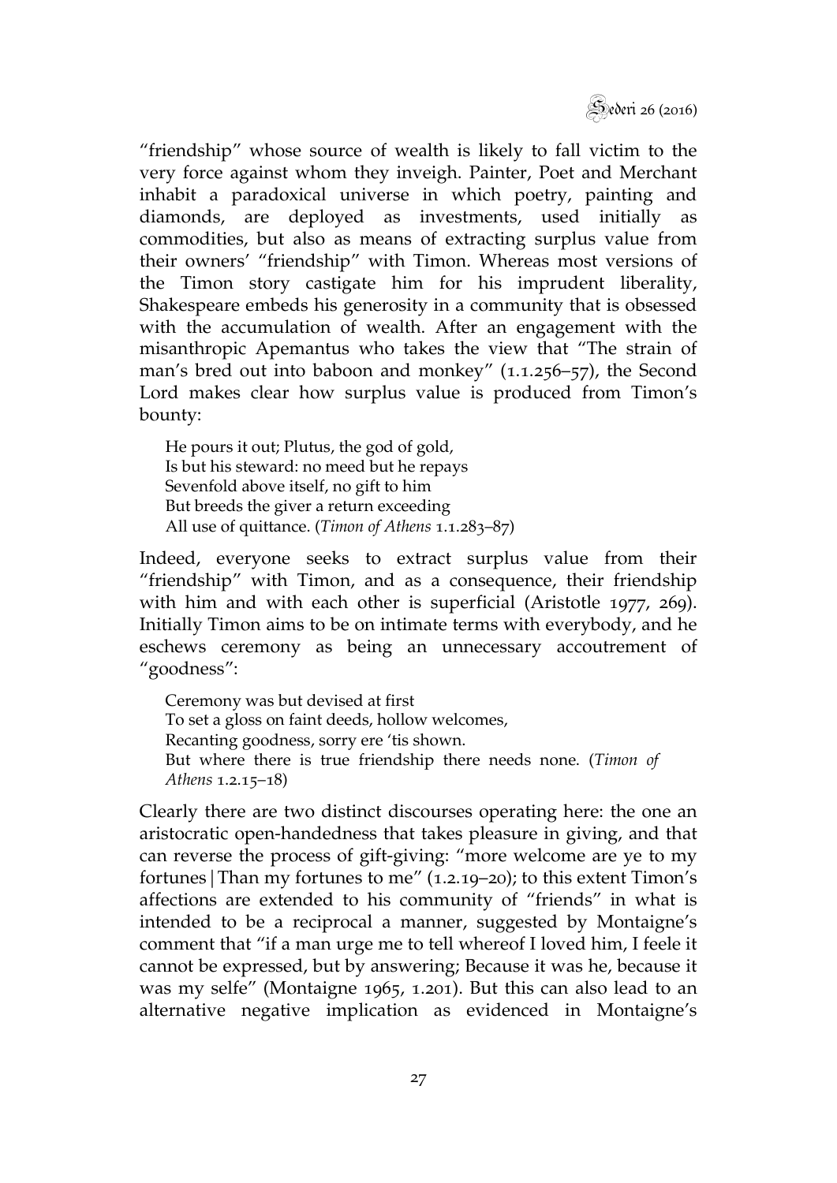"friendship" whose source of wealth is likely to fall victim to the very force against whom they inveigh. Painter, Poet and Merchant inhabit a paradoxical universe in which poetry, painting and diamonds, are deployed as investments, used initially as commodities, but also as means of extracting surplus value from their owners' "friendship" with Timon. Whereas most versions of the Timon story castigate him for his imprudent liberality, Shakespeare embeds his generosity in a community that is obsessed with the accumulation of wealth. After an engagement with the misanthropic Apemantus who takes the view that "The strain of man's bred out into baboon and monkey" (1.1.256–57), the Second Lord makes clear how surplus value is produced from Timon's bounty:

> He pours it out; Plutus, the god of gold,
> Is but his steward: no meed but he repays
> Sevenfold above itself, no gift to him
> But breeds the giver a return exceeding
> All use of quittance. (*Timon of Athens* 1.1.283–87)

Indeed, everyone seeks to extract surplus value from their "friendship" with Timon, and as a consequence, their friendship with him and with each other is superficial (Aristotle 1977, 269). Initially Timon aims to be on intimate terms with everybody, and he eschews ceremony as being an unnecessary accoutrement of "goodness":

> Ceremony was but devised at first
> To set a gloss on faint deeds, hollow welcomes,
> Recanting goodness, sorry ere 'tis shown.
> But where there is true friendship there needs none. (*Timon of Athens* 1.2.15–18)

Clearly there are two distinct discourses operating here: the one an aristocratic open-handedness that takes pleasure in giving, and that can reverse the process of gift-giving: "more welcome are ye to my fortunes | Than my fortunes to me" (1.2.19–20); to this extent Timon's affections are extended to his community of "friends" in what is intended to be a reciprocal a manner, suggested by Montaigne's comment that "if a man urge me to tell whereof I loved him, I feele it cannot be expressed, but by answering; Because it was he, because it was my selfe" (Montaigne 1965, 1.201). But this can also lead to an alternative negative implication as evidenced in Montaigne's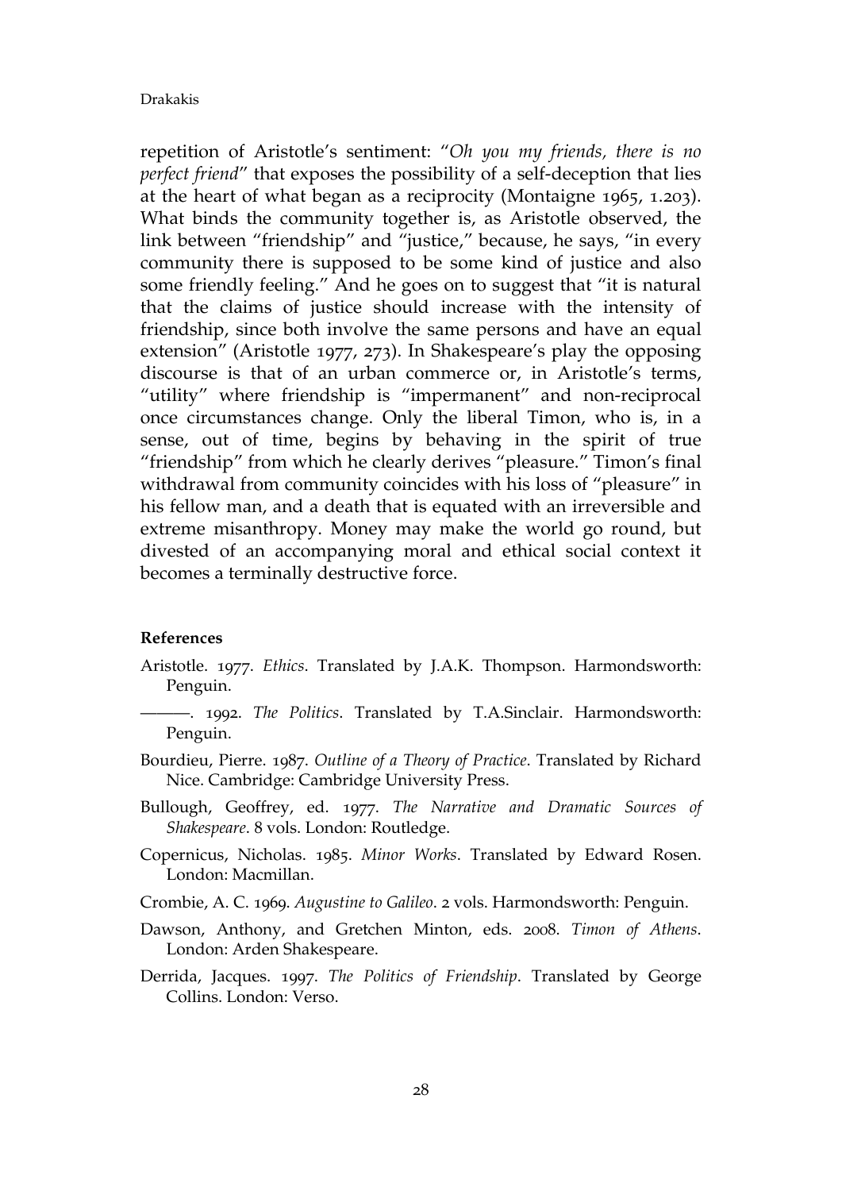repetition of Aristotle's sentiment: "*Oh you my friends, there is no perfect friend*" that exposes the possibility of a self-deception that lies at the heart of what began as a reciprocity (Montaigne 1965, 1.203). What binds the community together is, as Aristotle observed, the link between "friendship" and "justice," because, he says, "in every community there is supposed to be some kind of justice and also some friendly feeling." And he goes on to suggest that "it is natural that the claims of justice should increase with the intensity of friendship, since both involve the same persons and have an equal extension" (Aristotle 1977, 273). In Shakespeare's play the opposing discourse is that of an urban commerce or, in Aristotle's terms, "utility" where friendship is "impermanent" and non-reciprocal once circumstances change. Only the liberal Timon, who is, in a sense, out of time, begins by behaving in the spirit of true "friendship" from which he clearly derives "pleasure." Timon's final withdrawal from community coincides with his loss of "pleasure" in his fellow man, and a death that is equated with an irreversible and extreme misanthropy. Money may make the world go round, but divested of an accompanying moral and ethical social context it becomes a terminally destructive force.

**References**

Aristotle. 1977. *Ethics*. Translated by J.A.K. Thompson. Harmondsworth: Penguin.

———. 1992. *The Politics*. Translated by T.A.Sinclair. Harmondsworth: Penguin.

Bourdieu, Pierre. 1987. *Outline of a Theory of Practice*. Translated by Richard Nice. Cambridge: Cambridge University Press.

Bullough, Geoffrey, ed. 1977. *The Narrative and Dramatic Sources of Shakespeare*. 8 vols. London: Routledge.

Copernicus, Nicholas. 1985. *Minor Works*. Translated by Edward Rosen. London: Macmillan.

Crombie, A. C. 1969. *Augustine to Galileo*. 2 vols. Harmondsworth: Penguin.

Dawson, Anthony, and Gretchen Minton, eds. 2008. *Timon of Athens*. London: Arden Shakespeare.

Derrida, Jacques. 1997. *The Politics of Friendship*. Translated by George Collins. London: Verso.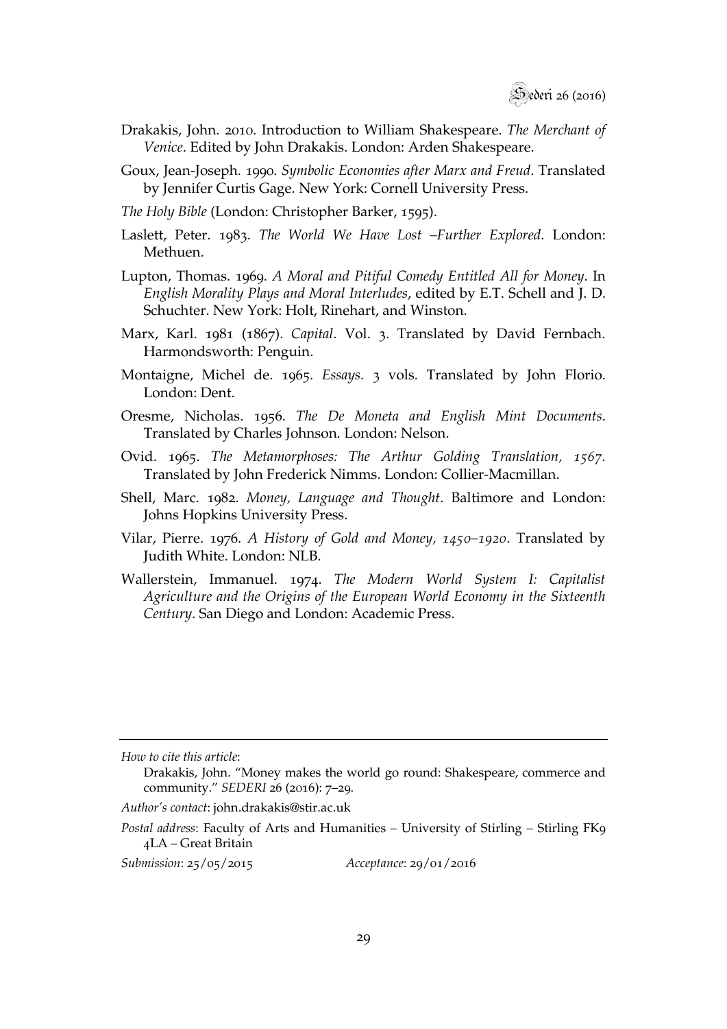Drakakis, John. 2010. Introduction to William Shakespeare. *The Merchant of Venice*. Edited by John Drakakis. London: Arden Shakespeare.

Goux, Jean-Joseph. 1990. *Symbolic Economies after Marx and Freud*. Translated by Jennifer Curtis Gage. New York: Cornell University Press.

*The Holy Bible* (London: Christopher Barker, 1595).

Laslett, Peter. 1983. *The World We Have Lost –Further Explored*. London: Methuen.

Lupton, Thomas. 1969. *A Moral and Pitiful Comedy Entitled All for Money*. In *English Morality Plays and Moral Interludes*, edited by E.T. Schell and J. D. Schuchter. New York: Holt, Rinehart, and Winston.

Marx, Karl. 1981 (1867). *Capital*. Vol. 3. Translated by David Fernbach. Harmondsworth: Penguin.

Montaigne, Michel de. 1965. *Essays*. 3 vols. Translated by John Florio. London: Dent.

Oresme, Nicholas. 1956. *The De Moneta and English Mint Documents*. Translated by Charles Johnson. London: Nelson.

Ovid. 1965. *The Metamorphoses: The Arthur Golding Translation, 1567*. Translated by John Frederick Nimms. London: Collier-Macmillan.

Shell, Marc. 1982. *Money, Language and Thought*. Baltimore and London: Johns Hopkins University Press.

Vilar, Pierre. 1976. *A History of Gold and Money, 1450–1920*. Translated by Judith White. London: NLB.

Wallerstein, Immanuel. 1974. *The Modern World System I: Capitalist Agriculture and the Origins of the European World Economy in the Sixteenth Century*. San Diego and London: Academic Press.

---

*How to cite this article*:

Drakakis, John. "Money makes the world go round: Shakespeare, commerce and community." *SEDERI* 26 (2016): 7–29.

*Author's contact*: john.drakakis@stir.ac.uk

*Postal address*: Faculty of Arts and Humanities – University of Stirling – Stirling FK9 4LA – Great Britain

*Submission*: 25/05/2015 *Acceptance*: 29/01/2016